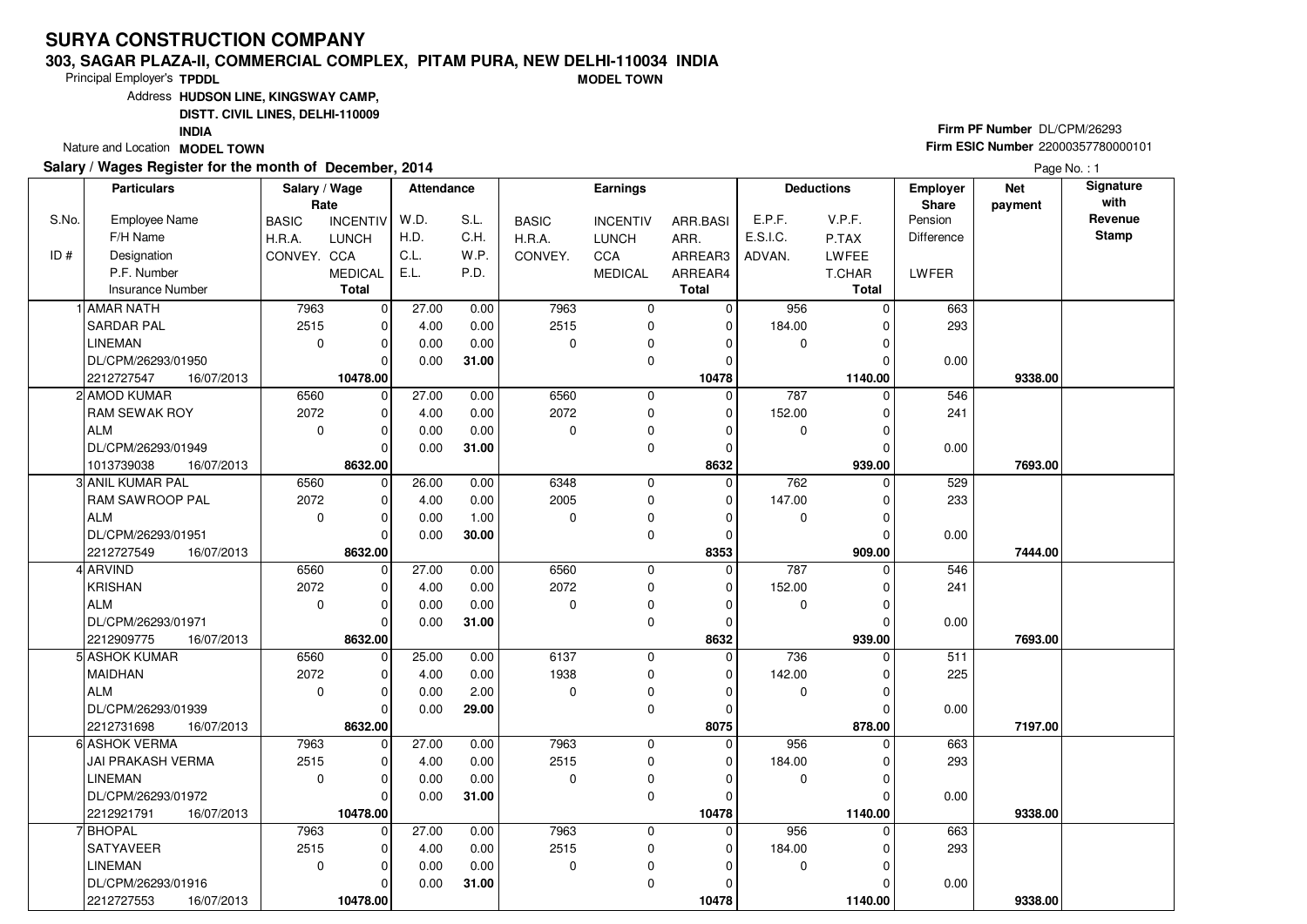# SURYA CONSTRUCTION COMPANY

**303, SAGAR PLAZA-II, COMMERCIAL COMPLEX, PITAM PURA, NEW DELHI-110034 INDIA**

**MODEL TOWN**

Principal Employer's **TPDDL**

Address **HUDSON LINE, KINGSWAY CAMP, DISTT. CIVIL LINES, DELHI-110009 INDIA**

Nature and Location **MODEL TOWN**

**Firm PF Number** DL/CPM/26293

**Firm ESIC Number** 22000357780000101

**Salary / Wages Register for the month of December, 2014**

| S.No. / ID # | Particulars: Employee Name / F/H Name / Designation / P.F. Number / Insurance Number | Salary / Wage Rate: BASIC / H.R.A. / CONVEY. | Salary / Wage Rate: INCENTIV / LUNCH / CCA / MEDICAL / Total | Attendance: W.D. / H.D. / C.L. / E.L. | Attendance: S.L. / C.H. / W.P. / P.D. | Earnings: BASIC / H.R.A. / CONVEY. | Earnings: INCENTIV / LUNCH / CCA / MEDICAL | Earnings: ARR.BASI / ARR. / ARREAR3 / ARREAR4 / Total | Deductions: E.P.F. / E.S.I.C. / ADVAN. | Deductions: V.P.F. / P.TAX / LWFEE / T.CHAR / Total | Employer Share: Pension / Difference / LWFER | Net payment | Signature with Revenue Stamp |
|---|---|---|---|---|---|---|---|---|---|---|---|---|---|
| 1 | AMAR NATH | 7963 | 0 | 27.00 | 0.00 | 7963 | 0 | 0 | 956 | 0 | 663 | | |
| | SARDAR PAL | 2515 | 0 | 4.00 | 0.00 | 2515 | 0 | 0 | 184.00 | 0 | 293 | | |
| | LINEMAN | 0 | 0 | 0.00 | 0.00 | 0 | 0 | 0 | 0 | 0 | | | |
| | DL/CPM/26293/01950 | | 0 | 0.00 | **31.00** | | 0 | 0 | | 0 | 0.00 | | |
| | 2212727547 16/07/2013 | | **10478.00** | | | | | **10478** | | **1140.00** | | **9338.00** | |
| 2 | AMOD KUMAR | 6560 | 0 | 27.00 | 0.00 | 6560 | 0 | 0 | 787 | 0 | 546 | | |
| | RAM SEWAK ROY | 2072 | 0 | 4.00 | 0.00 | 2072 | 0 | 0 | 152.00 | 0 | 241 | | |
| | ALM | 0 | 0 | 0.00 | 0.00 | 0 | 0 | 0 | 0 | 0 | | | |
| | DL/CPM/26293/01949 | | 0 | 0.00 | **31.00** | | 0 | 0 | | 0 | 0.00 | | |
| | 1013739038 16/07/2013 | | **8632.00** | | | | | **8632** | | **939.00** | | **7693.00** | |
| 3 | ANIL KUMAR PAL | 6560 | 0 | 26.00 | 0.00 | 6348 | 0 | 0 | 762 | 0 | 529 | | |
| | RAM SAWROOP PAL | 2072 | 0 | 4.00 | 0.00 | 2005 | 0 | 0 | 147.00 | 0 | 233 | | |
| | ALM | 0 | 0 | 0.00 | 1.00 | 0 | 0 | 0 | 0 | 0 | | | |
| | DL/CPM/26293/01951 | | 0 | 0.00 | **30.00** | | 0 | 0 | | 0 | 0.00 | | |
| | 2212727549 16/07/2013 | | **8632.00** | | | | | **8353** | | **909.00** | | **7444.00** | |
| 4 | ARVIND | 6560 | 0 | 27.00 | 0.00 | 6560 | 0 | 0 | 787 | 0 | 546 | | |
| | KRISHAN | 2072 | 0 | 4.00 | 0.00 | 2072 | 0 | 0 | 152.00 | 0 | 241 | | |
| | ALM | 0 | 0 | 0.00 | 0.00 | 0 | 0 | 0 | 0 | 0 | | | |
| | DL/CPM/26293/01971 | | 0 | 0.00 | **31.00** | | 0 | 0 | | 0 | 0.00 | | |
| | 2212909775 16/07/2013 | | **8632.00** | | | | | **8632** | | **939.00** | | **7693.00** | |
| 5 | ASHOK KUMAR | 6560 | 0 | 25.00 | 0.00 | 6137 | 0 | 0 | 736 | 0 | 511 | | |
| | MAIDHAN | 2072 | 0 | 4.00 | 0.00 | 1938 | 0 | 0 | 142.00 | 0 | 225 | | |
| | ALM | 0 | 0 | 0.00 | 2.00 | 0 | 0 | 0 | 0 | 0 | | | |
| | DL/CPM/26293/01939 | | 0 | 0.00 | **29.00** | | 0 | 0 | | 0 | 0.00 | | |
| | 2212731698 16/07/2013 | | **8632.00** | | | | | **8075** | | **878.00** | | **7197.00** | |
| 6 | ASHOK VERMA | 7963 | 0 | 27.00 | 0.00 | 7963 | 0 | 0 | 956 | 0 | 663 | | |
| | JAI PRAKASH VERMA | 2515 | 0 | 4.00 | 0.00 | 2515 | 0 | 0 | 184.00 | 0 | 293 | | |
| | LINEMAN | 0 | 0 | 0.00 | 0.00 | 0 | 0 | 0 | 0 | 0 | | | |
| | DL/CPM/26293/01972 | | 0 | 0.00 | **31.00** | | 0 | 0 | | 0 | 0.00 | | |
| | 2212921791 16/07/2013 | | **10478.00** | | | | | **10478** | | **1140.00** | | **9338.00** | |
| 7 | BHOPAL | 7963 | 0 | 27.00 | 0.00 | 7963 | 0 | 0 | 956 | 0 | 663 | | |
| | SATYAVEER | 2515 | 0 | 4.00 | 0.00 | 2515 | 0 | 0 | 184.00 | 0 | 293 | | |
| | LINEMAN | 0 | 0 | 0.00 | 0.00 | 0 | 0 | 0 | 0 | 0 | | | |
| | DL/CPM/26293/01916 | | 0 | 0.00 | **31.00** | | 0 | 0 | | 0 | 0.00 | | |
| | 2212727553 16/07/2013 | | **10478.00** | | | | | **10478** | | **1140.00** | | **9338.00** | |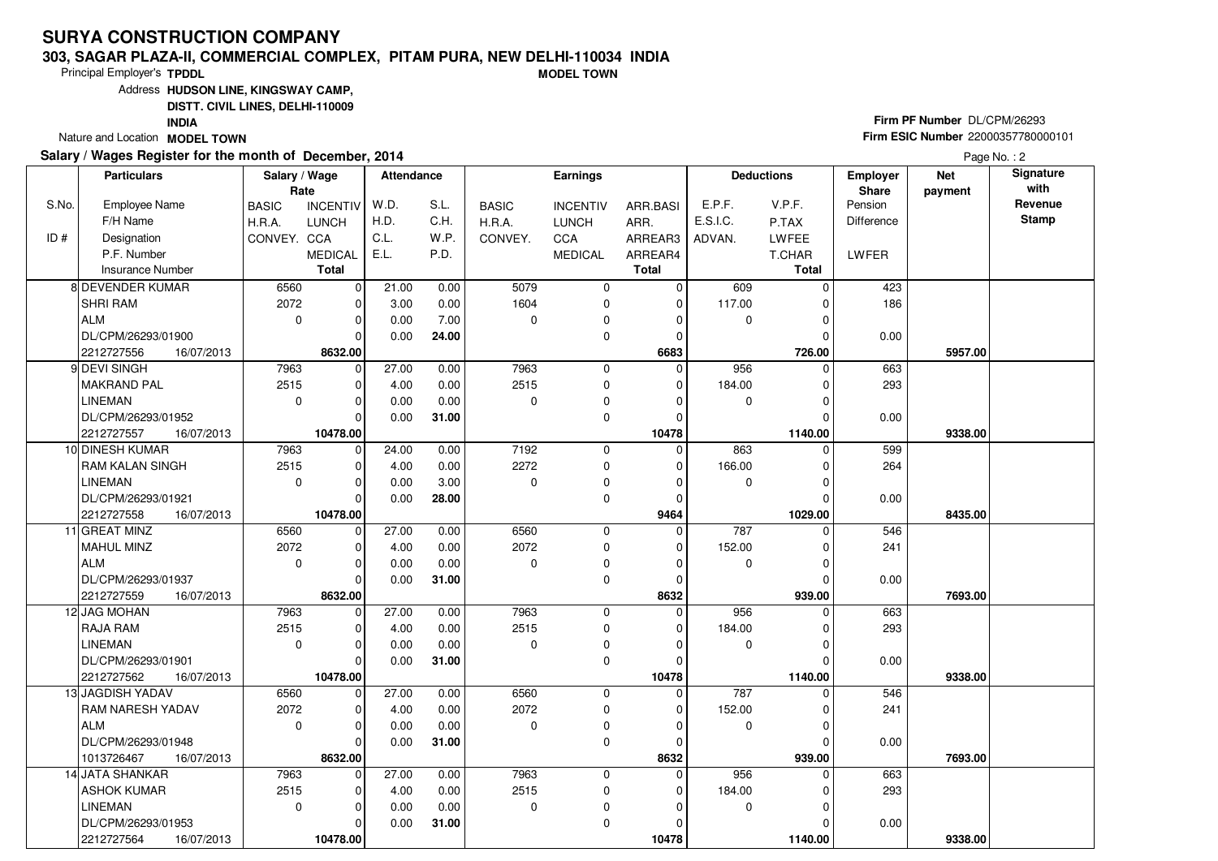# SURYA CONSTRUCTION COMPANY

**303, SAGAR PLAZA-II, COMMERCIAL COMPLEX, PITAM PURA, NEW DELHI-110034 INDIA**

**MODEL TOWN**

Principal Employer's **TPDDL**

Address **HUDSON LINE, KINGSWAY CAMP, DISTT. CIVIL LINES, DELHI-110009 INDIA**

Nature and Location **MODEL TOWN**

**Firm PF Number** DL/CPM/26293

**Firm ESIC Number** 22000357780000101

**Salary / Wages Register for the month of December, 2014**

Page No. : 2

| S.No. / ID # | Particulars: Employee Name / F/H Name / Designation / P.F. Number / Insurance Number | Salary / Wage Rate: BASIC / H.R.A. / CONVEY. | Salary / Wage Rate: INCENTIV / LUNCH / CCA / MEDICAL / Total | Attendance: W.D. / H.D. / C.L. / E.L. | Attendance: S.L. / C.H. / W.P. / P.D. | Earnings: BASIC / H.R.A. / CONVEY. | Earnings: INCENTIV / LUNCH / CCA / MEDICAL | Earnings: ARR.BASI / ARR. / ARREAR3 / ARREAR4 / Total | Deductions: E.P.F. / E.S.I.C. / ADVAN. | Deductions: V.P.F. / P.TAX / LWFEE / T.CHAR / Total | Employer Share: Pension / Difference / LWFER | Net payment | Signature with Revenue Stamp |
|---|---|---|---|---|---|---|---|---|---|---|---|---|---|
| 8 | DEVENDER KUMAR | 6560 | 0 | 21.00 | 0.00 | 5079 | 0 | 0 | 609 | 0 | 423 | | |
| | SHRI RAM | 2072 | 0 | 3.00 | 0.00 | 1604 | 0 | 0 | 117.00 | 0 | 186 | | |
| | ALM | 0 | 0 | 0.00 | 7.00 | 0 | 0 | 0 | 0 | 0 | | | |
| | DL/CPM/26293/01900 | | 0 | 0.00 | 24.00 | | 0 | 0 | | 0 | 0.00 | | |
| | 2212727556 16/07/2013 | | 8632.00 | | | | | 6683 | | 726.00 | | 5957.00 | |
| 9 | DEVI SINGH | 7963 | 0 | 27.00 | 0.00 | 7963 | 0 | 0 | 956 | 0 | 663 | | |
| | MAKRAND PAL | 2515 | 0 | 4.00 | 0.00 | 2515 | 0 | 0 | 184.00 | 0 | 293 | | |
| | LINEMAN | 0 | 0 | 0.00 | 0.00 | 0 | 0 | 0 | 0 | 0 | | | |
| | DL/CPM/26293/01952 | | 0 | 0.00 | 31.00 | | 0 | 0 | | 0 | 0.00 | | |
| | 2212727557 16/07/2013 | | 10478.00 | | | | | 10478 | | 1140.00 | | 9338.00 | |
| 10 | DINESH KUMAR | 7963 | 0 | 24.00 | 0.00 | 7192 | 0 | 0 | 863 | 0 | 599 | | |
| | RAM KALAN SINGH | 2515 | 0 | 4.00 | 0.00 | 2272 | 0 | 0 | 166.00 | 0 | 264 | | |
| | LINEMAN | 0 | 0 | 0.00 | 3.00 | 0 | 0 | 0 | 0 | 0 | | | |
| | DL/CPM/26293/01921 | | 0 | 0.00 | 28.00 | | 0 | 0 | | 0 | 0.00 | | |
| | 2212727558 16/07/2013 | | 10478.00 | | | | | 9464 | | 1029.00 | | 8435.00 | |
| 11 | GREAT MINZ | 6560 | 0 | 27.00 | 0.00 | 6560 | 0 | 0 | 787 | 0 | 546 | | |
| | MAHUL MINZ | 2072 | 0 | 4.00 | 0.00 | 2072 | 0 | 0 | 152.00 | 0 | 241 | | |
| | ALM | 0 | 0 | 0.00 | 0.00 | 0 | 0 | 0 | 0 | 0 | | | |
| | DL/CPM/26293/01937 | | 0 | 0.00 | 31.00 | | 0 | 0 | | 0 | 0.00 | | |
| | 2212727559 16/07/2013 | | 8632.00 | | | | | 8632 | | 939.00 | | 7693.00 | |
| 12 | JAG MOHAN | 7963 | 0 | 27.00 | 0.00 | 7963 | 0 | 0 | 956 | 0 | 663 | | |
| | RAJA RAM | 2515 | 0 | 4.00 | 0.00 | 2515 | 0 | 0 | 184.00 | 0 | 293 | | |
| | LINEMAN | 0 | 0 | 0.00 | 0.00 | 0 | 0 | 0 | 0 | 0 | | | |
| | DL/CPM/26293/01901 | | 0 | 0.00 | 31.00 | | 0 | 0 | | 0 | 0.00 | | |
| | 2212727562 16/07/2013 | | 10478.00 | | | | | 10478 | | 1140.00 | | 9338.00 | |
| 13 | JAGDISH YADAV | 6560 | 0 | 27.00 | 0.00 | 6560 | 0 | 0 | 787 | 0 | 546 | | |
| | RAM NARESH YADAV | 2072 | 0 | 4.00 | 0.00 | 2072 | 0 | 0 | 152.00 | 0 | 241 | | |
| | ALM | 0 | 0 | 0.00 | 0.00 | 0 | 0 | 0 | 0 | 0 | | | |
| | DL/CPM/26293/01948 | | 0 | 0.00 | 31.00 | | 0 | 0 | | 0 | 0.00 | | |
| | 1013726467 16/07/2013 | | 8632.00 | | | | | 8632 | | 939.00 | | 7693.00 | |
| 14 | JATA SHANKAR | 7963 | 0 | 27.00 | 0.00 | 7963 | 0 | 0 | 956 | 0 | 663 | | |
| | ASHOK KUMAR | 2515 | 0 | 4.00 | 0.00 | 2515 | 0 | 0 | 184.00 | 0 | 293 | | |
| | LINEMAN | 0 | 0 | 0.00 | 0.00 | 0 | 0 | 0 | 0 | 0 | | | |
| | DL/CPM/26293/01953 | | 0 | 0.00 | 31.00 | | 0 | 0 | | 0 | 0.00 | | |
| | 2212727564 16/07/2013 | | 10478.00 | | | | | 10478 | | 1140.00 | | 9338.00 | |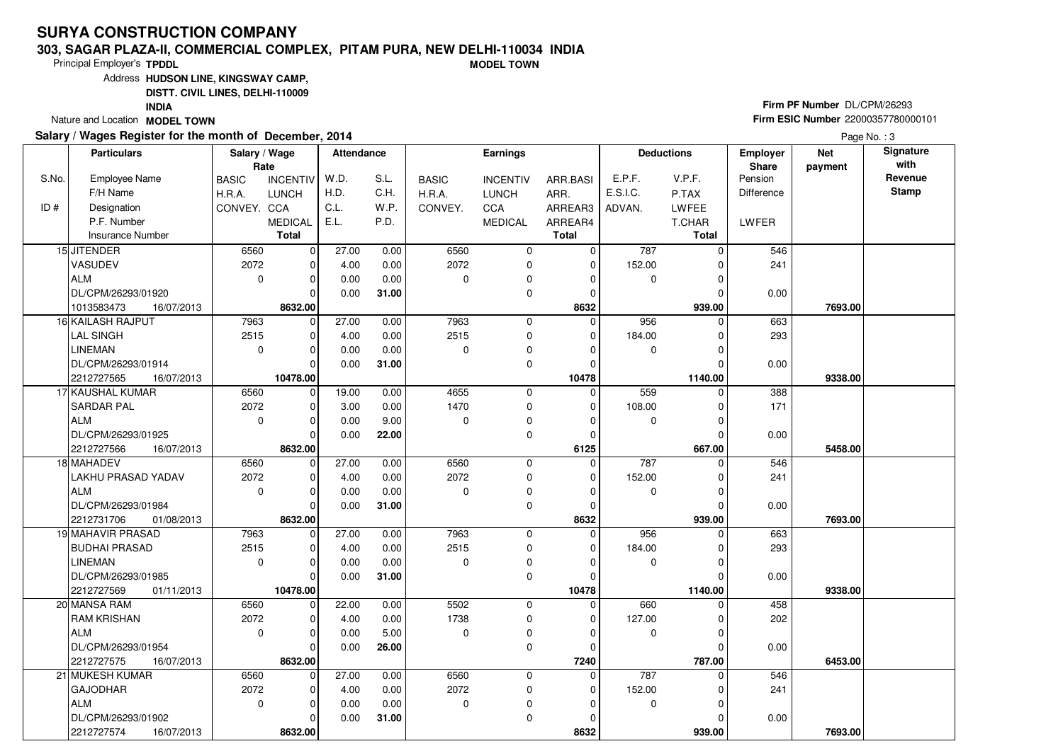# SURYA CONSTRUCTION COMPANY

**303, SAGAR PLAZA-II, COMMERCIAL COMPLEX, PITAM PURA, NEW DELHI-110034 INDIA**

Principal Employer's **TPDDL** **MODEL TOWN**

Address **HUDSON LINE, KINGSWAY CAMP, DISTT. CIVIL LINES, DELHI-110009 INDIA**

Nature and Location **MODEL TOWN**

**Firm PF Number** DL/CPM/26293

**Firm ESIC Number** 22000357780000101

**Salary / Wages Register for the month of December, 2014**

Page No. : 3

| S.No. / ID # | Employee Name / F/H Name / Designation / P.F. Number / Insurance Number | BASIC / H.R.A. / CONVEY. (Rate) | INCENTIV / LUNCH / CCA / MEDICAL / Total (Rate) | W.D. / H.D. / C.L. / E.L. | S.L. / C.H. / W.P. / P.D. | BASIC / H.R.A. / CONVEY. (Earnings) | INCENTIV / LUNCH / CCA / MEDICAL | ARR.BASI / ARR. / ARREAR3 / ARREAR4 / Total | E.P.F. / E.S.I.C. / ADVAN. | V.P.F. / P.TAX / LWFEE / T.CHAR / Total | Employer Share Pension / Difference / LWFER | Net payment | Signature with Revenue Stamp |
|---|---|---|---|---|---|---|---|---|---|---|---|---|---|
| 15 | JITENDER | 6560 | 0 | 27.00 | 0.00 | 6560 | 0 | 0 | 787 | 0 | 546 | | |
| | VASUDEV | 2072 | 0 | 4.00 | 0.00 | 2072 | 0 | 0 | 152.00 | 0 | 241 | | |
| | ALM | 0 | 0 | 0.00 | 0.00 | 0 | 0 | 0 | 0 | 0 | | | |
| | DL/CPM/26293/01920 | | 0 | 0.00 | **31.00** | | 0 | 0 | | 0 | 0.00 | | |
| | 1013583473 16/07/2013 | | **8632.00** | | | | | **8632** | | **939.00** | | **7693.00** | |
| 16 | KAILASH RAJPUT | 7963 | 0 | 27.00 | 0.00 | 7963 | 0 | 0 | 956 | 0 | 663 | | |
| | LAL SINGH | 2515 | 0 | 4.00 | 0.00 | 2515 | 0 | 0 | 184.00 | 0 | 293 | | |
| | LINEMAN | 0 | 0 | 0.00 | 0.00 | 0 | 0 | 0 | 0 | 0 | | | |
| | DL/CPM/26293/01914 | | 0 | 0.00 | **31.00** | | 0 | 0 | | 0 | 0.00 | | |
| | 2212727565 16/07/2013 | | **10478.00** | | | | | **10478** | | **1140.00** | | **9338.00** | |
| 17 | KAUSHAL KUMAR | 6560 | 0 | 19.00 | 0.00 | 4655 | 0 | 0 | 559 | 0 | 388 | | |
| | SARDAR PAL | 2072 | 0 | 3.00 | 0.00 | 1470 | 0 | 0 | 108.00 | 0 | 171 | | |
| | ALM | 0 | 0 | 0.00 | 9.00 | 0 | 0 | 0 | 0 | 0 | | | |
| | DL/CPM/26293/01925 | | 0 | 0.00 | **22.00** | | 0 | 0 | | 0 | 0.00 | | |
| | 2212727566 16/07/2013 | | **8632.00** | | | | | **6125** | | **667.00** | | **5458.00** | |
| 18 | MAHADEV | 6560 | 0 | 27.00 | 0.00 | 6560 | 0 | 0 | 787 | 0 | 546 | | |
| | LAKHU PRASAD YADAV | 2072 | 0 | 4.00 | 0.00 | 2072 | 0 | 0 | 152.00 | 0 | 241 | | |
| | ALM | 0 | 0 | 0.00 | 0.00 | 0 | 0 | 0 | 0 | 0 | | | |
| | DL/CPM/26293/01984 | | 0 | 0.00 | **31.00** | | 0 | 0 | | 0 | 0.00 | | |
| | 2212731706 01/08/2013 | | **8632.00** | | | | | **8632** | | **939.00** | | **7693.00** | |
| 19 | MAHAVIR PRASAD | 7963 | 0 | 27.00 | 0.00 | 7963 | 0 | 0 | 956 | 0 | 663 | | |
| | BUDHAI PRASAD | 2515 | 0 | 4.00 | 0.00 | 2515 | 0 | 0 | 184.00 | 0 | 293 | | |
| | LINEMAN | 0 | 0 | 0.00 | 0.00 | 0 | 0 | 0 | 0 | 0 | | | |
| | DL/CPM/26293/01985 | | 0 | 0.00 | **31.00** | | 0 | 0 | | 0 | 0.00 | | |
| | 2212727569 01/11/2013 | | **10478.00** | | | | | **10478** | | **1140.00** | | **9338.00** | |
| 20 | MANSA RAM | 6560 | 0 | 22.00 | 0.00 | 5502 | 0 | 0 | 660 | 0 | 458 | | |
| | RAM KRISHAN | 2072 | 0 | 4.00 | 0.00 | 1738 | 0 | 0 | 127.00 | 0 | 202 | | |
| | ALM | 0 | 0 | 0.00 | 5.00 | 0 | 0 | 0 | 0 | 0 | | | |
| | DL/CPM/26293/01954 | | 0 | 0.00 | **26.00** | | 0 | 0 | | 0 | 0.00 | | |
| | 2212727575 16/07/2013 | | **8632.00** | | | | | **7240** | | **787.00** | | **6453.00** | |
| 21 | MUKESH KUMAR | 6560 | 0 | 27.00 | 0.00 | 6560 | 0 | 0 | 787 | 0 | 546 | | |
| | GAJODHAR | 2072 | 0 | 4.00 | 0.00 | 2072 | 0 | 0 | 152.00 | 0 | 241 | | |
| | ALM | 0 | 0 | 0.00 | 0.00 | 0 | 0 | 0 | 0 | 0 | | | |
| | DL/CPM/26293/01902 | | 0 | 0.00 | **31.00** | | 0 | 0 | | 0 | 0.00 | | |
| | 2212727574 16/07/2013 | | **8632.00** | | | | | **8632** | | **939.00** | | **7693.00** | |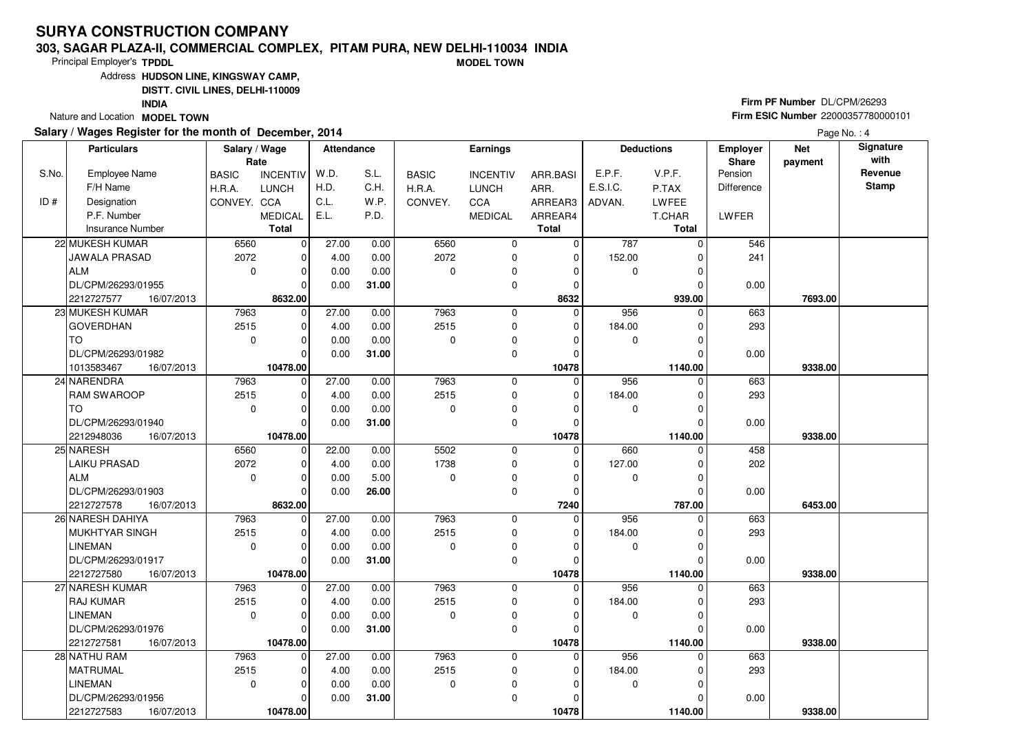# SURYA CONSTRUCTION COMPANY

**303, SAGAR PLAZA-II, COMMERCIAL COMPLEX, PITAM PURA, NEW DELHI-110034 INDIA**

**MODEL TOWN**

Principal Employer's **TPDDL**

Address **HUDSON LINE, KINGSWAY CAMP, DISTT. CIVIL LINES, DELHI-110009 INDIA**

Nature and Location **MODEL TOWN**

**Firm PF Number** DL/CPM/26293

**Firm ESIC Number** 22000357780000101

**Salary / Wages Register for the month of December, 2014**

| S.No. / ID # | Employee Name / F/H Name / Designation / P.F. Number / Insurance Number | BASIC / H.R.A. / CONVEY. | INCENTIV / LUNCH / CCA / MEDICAL / Total | W.D. / H.D. / C.L. / E.L. | S.L. / C.H. / W.P. / P.D. | BASIC / H.R.A. / CONVEY. | INCENTIV / LUNCH / CCA / MEDICAL | ARR.BASI / ARR. / ARREAR3 / ARREAR4 / Total | E.P.F. / E.S.I.C. / ADVAN. | V.P.F. / P.TAX / LWFEE / T.CHAR / Total | Employer Share Pension / Difference / LWFER | Net payment | Signature with Revenue Stamp |
|---|---|---|---|---|---|---|---|---|---|---|---|---|---|
| 22 | MUKESH KUMAR / JAWALA PRASAD / ALM / DL/CPM/26293/01955 / 2212727577 16/07/2013 | 6560 / 2072 / 0 | 0 / 0 / 0 / 0 / **8632.00** | 27.00 / 4.00 / 0.00 / 0.00 | 0.00 / 0.00 / 0.00 / **31.00** | 6560 / 2072 / 0 | 0 / 0 / 0 / 0 | 0 / 0 / 0 / 0 / **8632** | 787 / 152.00 / 0 | 0 / 0 / 0 / 0 / **939.00** | 546 / 241 / 0.00 | **7693.00** | |
| 23 | MUKESH KUMAR / GOVERDHAN / TO / DL/CPM/26293/01982 / 1013583467 16/07/2013 | 7963 / 2515 / 0 | 0 / 0 / 0 / 0 / **10478.00** | 27.00 / 4.00 / 0.00 / 0.00 | 0.00 / 0.00 / 0.00 / **31.00** | 7963 / 2515 / 0 | 0 / 0 / 0 / 0 | 0 / 0 / 0 / 0 / **10478** | 956 / 184.00 / 0 | 0 / 0 / 0 / 0 / **1140.00** | 663 / 293 / 0.00 | **9338.00** | |
| 24 | NARENDRA / RAM SWAROOP / TO / DL/CPM/26293/01940 / 2212948036 16/07/2013 | 7963 / 2515 / 0 | 0 / 0 / 0 / 0 / **10478.00** | 27.00 / 4.00 / 0.00 / 0.00 | 0.00 / 0.00 / 0.00 / **31.00** | 7963 / 2515 / 0 | 0 / 0 / 0 / 0 | 0 / 0 / 0 / 0 / **10478** | 956 / 184.00 / 0 | 0 / 0 / 0 / 0 / **1140.00** | 663 / 293 / 0.00 | **9338.00** | |
| 25 | NARESH / LAIKU PRASAD / ALM / DL/CPM/26293/01903 / 2212727578 16/07/2013 | 6560 / 2072 / 0 | 0 / 0 / 0 / 0 / **8632.00** | 22.00 / 4.00 / 0.00 / 0.00 | 0.00 / 0.00 / 5.00 / **26.00** | 5502 / 1738 / 0 | 0 / 0 / 0 / 0 | 0 / 0 / 0 / 0 / **7240** | 660 / 127.00 / 0 | 0 / 0 / 0 / 0 / **787.00** | 458 / 202 / 0.00 | **6453.00** | |
| 26 | NARESH DAHIYA / MUKHTYAR SINGH / LINEMAN / DL/CPM/26293/01917 / 2212727580 16/07/2013 | 7963 / 2515 / 0 | 0 / 0 / 0 / 0 / **10478.00** | 27.00 / 4.00 / 0.00 / 0.00 | 0.00 / 0.00 / 0.00 / **31.00** | 7963 / 2515 / 0 | 0 / 0 / 0 / 0 | 0 / 0 / 0 / 0 / **10478** | 956 / 184.00 / 0 | 0 / 0 / 0 / 0 / **1140.00** | 663 / 293 / 0.00 | **9338.00** | |
| 27 | NARESH KUMAR / RAJ KUMAR / LINEMAN / DL/CPM/26293/01976 / 2212727581 16/07/2013 | 7963 / 2515 / 0 | 0 / 0 / 0 / 0 / **10478.00** | 27.00 / 4.00 / 0.00 / 0.00 | 0.00 / 0.00 / 0.00 / **31.00** | 7963 / 2515 / 0 | 0 / 0 / 0 / 0 | 0 / 0 / 0 / 0 / **10478** | 956 / 184.00 / 0 | 0 / 0 / 0 / 0 / **1140.00** | 663 / 293 / 0.00 | **9338.00** | |
| 28 | NATHU RAM / MATRUMAL / LINEMAN / DL/CPM/26293/01956 / 2212727583 16/07/2013 | 7963 / 2515 / 0 | 0 / 0 / 0 / 0 / **10478.00** | 27.00 / 4.00 / 0.00 / 0.00 | 0.00 / 0.00 / 0.00 / **31.00** | 7963 / 2515 / 0 | 0 / 0 / 0 / 0 | 0 / 0 / 0 / 0 / **10478** | 956 / 184.00 / 0 | 0 / 0 / 0 / 0 / **1140.00** | 663 / 293 / 0.00 | **9338.00** | |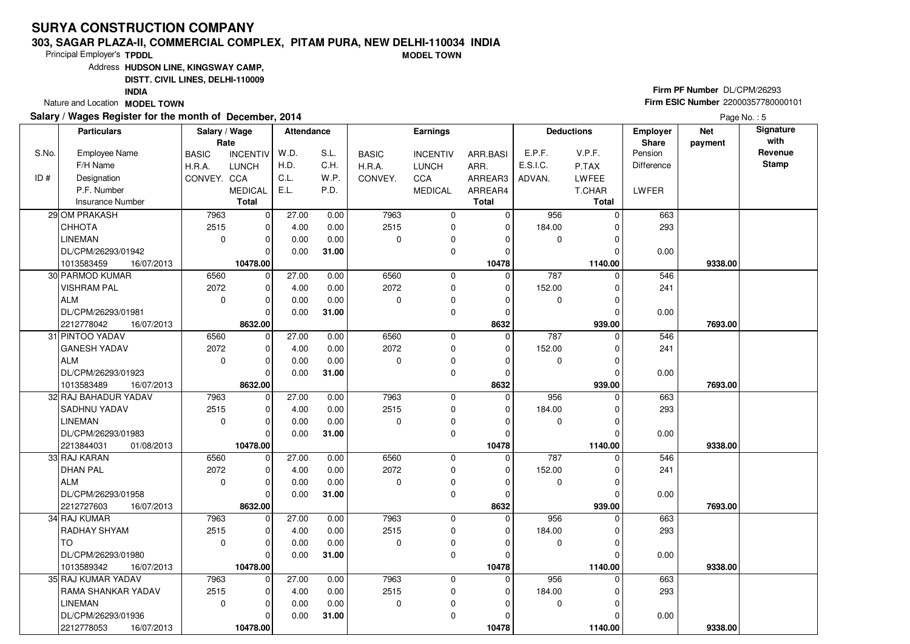# SURYA CONSTRUCTION COMPANY

**303, SAGAR PLAZA-II, COMMERCIAL COMPLEX, PITAM PURA, NEW DELHI-110034 INDIA**

**MODEL TOWN**

Principal Employer's **TPDDL**

Address **HUDSON LINE, KINGSWAY CAMP, DISTT. CIVIL LINES, DELHI-110009 INDIA**

Nature and Location **MODEL TOWN**

**Firm PF Number** DL/CPM/26293

**Firm ESIC Number** 22000357780000101

**Salary / Wages Register for the month of December, 2014**

Page No. : 5

| S.No. / ID # | Particulars: Employee Name / F/H Name / Designation / P.F. Number / Insurance Number | Salary / Wage Rate: BASIC / H.R.A. / CONVEY. | Salary / Wage Rate: INCENTIV / LUNCH / CCA / MEDICAL / Total | Attendance: W.D. / H.D. / C.L. / E.L. | Attendance: S.L. / C.H. / W.P. / P.D. | Earnings: BASIC / H.R.A. / CONVEY. | Earnings: INCENTIV / LUNCH / CCA / MEDICAL | Earnings: ARR.BASI / ARR. / ARREAR3 / ARREAR4 / Total | Deductions: E.P.F. / E.S.I.C. / ADVAN. | Deductions: V.P.F. / P.TAX / LWFEE / T.CHAR / Total | Employer Share: Pension / Difference / LWFER | Net payment | Signature with Revenue Stamp |
|---|---|---|---|---|---|---|---|---|---|---|---|---|---|
| 29 | OM PRAKASH / CHHOTA / LINEMAN / DL/CPM/26293/01942 / 1013583459 16/07/2013 | 7963 / 2515 / 0 | 0 / 0 / 0 / 0 / **10478.00** | 27.00 / 4.00 / 0.00 / 0.00 | 0.00 / 0.00 / 0.00 / **31.00** | 7963 / 2515 / 0 | 0 / 0 / 0 / 0 | 0 / 0 / 0 / 0 / **10478** | 956 / 184.00 / 0 | 0 / 0 / 0 / 0 / **1140.00** | 663 / 293 / 0.00 | **9338.00** | |
| 30 | PARMOD KUMAR / VISHRAM PAL / ALM / DL/CPM/26293/01981 / 2212778042 16/07/2013 | 6560 / 2072 / 0 | 0 / 0 / 0 / 0 / **8632.00** | 27.00 / 4.00 / 0.00 / 0.00 | 0.00 / 0.00 / 0.00 / **31.00** | 6560 / 2072 / 0 | 0 / 0 / 0 / 0 | 0 / 0 / 0 / 0 / **8632** | 787 / 152.00 / 0 | 0 / 0 / 0 / 0 / **939.00** | 546 / 241 / 0.00 | **7693.00** | |
| 31 | PINTOO YADAV / GANESH YADAV / ALM / DL/CPM/26293/01923 / 1013583489 16/07/2013 | 6560 / 2072 / 0 | 0 / 0 / 0 / 0 / **8632.00** | 27.00 / 4.00 / 0.00 / 0.00 | 0.00 / 0.00 / 0.00 / **31.00** | 6560 / 2072 / 0 | 0 / 0 / 0 / 0 | 0 / 0 / 0 / 0 / **8632** | 787 / 152.00 / 0 | 0 / 0 / 0 / 0 / **939.00** | 546 / 241 / 0.00 | **7693.00** | |
| 32 | RAJ BAHADUR YADAV / SADHNU YADAV / LINEMAN / DL/CPM/26293/01983 / 2213844031 01/08/2013 | 7963 / 2515 / 0 | 0 / 0 / 0 / 0 / **10478.00** | 27.00 / 4.00 / 0.00 / 0.00 | 0.00 / 0.00 / 0.00 / **31.00** | 7963 / 2515 / 0 | 0 / 0 / 0 / 0 | 0 / 0 / 0 / 0 / **10478** | 956 / 184.00 / 0 | 0 / 0 / 0 / 0 / **1140.00** | 663 / 293 / 0.00 | **9338.00** | |
| 33 | RAJ KARAN / DHAN PAL / ALM / DL/CPM/26293/01958 / 2212727603 16/07/2013 | 6560 / 2072 / 0 | 0 / 0 / 0 / 0 / **8632.00** | 27.00 / 4.00 / 0.00 / 0.00 | 0.00 / 0.00 / 0.00 / **31.00** | 6560 / 2072 / 0 | 0 / 0 / 0 / 0 | 0 / 0 / 0 / 0 / **8632** | 787 / 152.00 / 0 | 0 / 0 / 0 / 0 / **939.00** | 546 / 241 / 0.00 | **7693.00** | |
| 34 | RAJ KUMAR / RADHAY SHYAM / TO / DL/CPM/26293/01980 / 1013589342 16/07/2013 | 7963 / 2515 / 0 | 0 / 0 / 0 / 0 / **10478.00** | 27.00 / 4.00 / 0.00 / 0.00 | 0.00 / 0.00 / 0.00 / **31.00** | 7963 / 2515 / 0 | 0 / 0 / 0 / 0 | 0 / 0 / 0 / 0 / **10478** | 956 / 184.00 / 0 | 0 / 0 / 0 / 0 / **1140.00** | 663 / 293 / 0.00 | **9338.00** | |
| 35 | RAJ KUMAR YADAV / RAMA SHANKAR YADAV / LINEMAN / DL/CPM/26293/01936 / 2212778053 16/07/2013 | 7963 / 2515 / 0 | 0 / 0 / 0 / 0 / **10478.00** | 27.00 / 4.00 / 0.00 / 0.00 | 0.00 / 0.00 / 0.00 / **31.00** | 7963 / 2515 / 0 | 0 / 0 / 0 / 0 | 0 / 0 / 0 / 0 / **10478** | 956 / 184.00 / 0 | 0 / 0 / 0 / 0 / **1140.00** | 663 / 293 / 0.00 | **9338.00** | |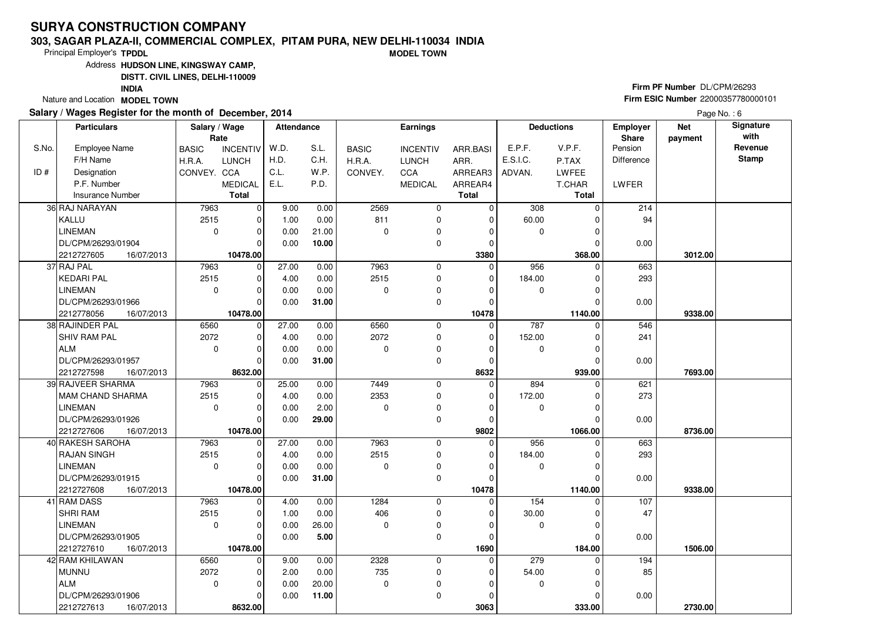# SURYA CONSTRUCTION COMPANY

**303, SAGAR PLAZA-II, COMMERCIAL COMPLEX, PITAM PURA, NEW DELHI-110034 INDIA**

**MODEL TOWN**

Principal Employer's **TPDDL**

Address **HUDSON LINE, KINGSWAY CAMP, DISTT. CIVIL LINES, DELHI-110009 INDIA**

Nature and Location **MODEL TOWN**

**Firm PF Number** DL/CPM/26293

**Firm ESIC Number** 22000357780000101

**Salary / Wages Register for the month of December, 2014**

Page No. : 6

| S.No. / ID # | Employee Name / F/H Name / Designation / P.F. Number / Insurance Number | Salary / Wage Rate: BASIC / H.R.A. / CONVEY. | INCENTIV / LUNCH / CCA / MEDICAL / Total | Attendance: W.D. / H.D. / C.L. / E.L. | S.L. / C.H. / W.P. / P.D. | Earnings: BASIC / H.R.A. / CONVEY. | INCENTIV / LUNCH / CCA / MEDICAL | ARR.BASI / ARR. / ARREAR3 / ARREAR4 / Total | Deductions: E.P.F. / E.S.I.C. / ADVAN. | V.P.F. / P.TAX / LWFEE / T.CHAR / Total | Employer Share: Pension / Difference / LWFER | Net payment | Signature with Revenue Stamp |
|---|---|---|---|---|---|---|---|---|---|---|---|---|---|
| 36 | RAJ NARAYAN | 7963 | 0 | 9.00 | 0.00 | 2569 | 0 | 0 | 308 | 0 | 214 | | |
| | KALLU | 2515 | 0 | 1.00 | 0.00 | 811 | 0 | 0 | 60.00 | 0 | 94 | | |
| | LINEMAN | 0 | 0 | 0.00 | 21.00 | 0 | 0 | 0 | 0 | 0 | | | |
| | DL/CPM/26293/01904 | | 0 | 0.00 | **10.00** | | 0 | 0 | | 0 | 0.00 | | |
| | 2212727605 16/07/2013 | | **10478.00** | | | | | **3380** | | **368.00** | | **3012.00** | |
| 37 | RAJ PAL | 7963 | 0 | 27.00 | 0.00 | 7963 | 0 | 0 | 956 | 0 | 663 | | |
| | KEDARI PAL | 2515 | 0 | 4.00 | 0.00 | 2515 | 0 | 0 | 184.00 | 0 | 293 | | |
| | LINEMAN | 0 | 0 | 0.00 | 0.00 | 0 | 0 | 0 | 0 | 0 | | | |
| | DL/CPM/26293/01966 | | 0 | 0.00 | **31.00** | | 0 | 0 | | 0 | 0.00 | | |
| | 2212778056 16/07/2013 | | **10478.00** | | | | | **10478** | | **1140.00** | | **9338.00** | |
| 38 | RAJINDER PAL | 6560 | 0 | 27.00 | 0.00 | 6560 | 0 | 0 | 787 | 0 | 546 | | |
| | SHIV RAM PAL | 2072 | 0 | 4.00 | 0.00 | 2072 | 0 | 0 | 152.00 | 0 | 241 | | |
| | ALM | 0 | 0 | 0.00 | 0.00 | 0 | 0 | 0 | 0 | 0 | | | |
| | DL/CPM/26293/01957 | | 0 | 0.00 | **31.00** | | 0 | 0 | | 0 | 0.00 | | |
| | 2212727598 16/07/2013 | | **8632.00** | | | | | **8632** | | **939.00** | | **7693.00** | |
| 39 | RAJVEER SHARMA | 7963 | 0 | 25.00 | 0.00 | 7449 | 0 | 0 | 894 | 0 | 621 | | |
| | MAM CHAND SHARMA | 2515 | 0 | 4.00 | 0.00 | 2353 | 0 | 0 | 172.00 | 0 | 273 | | |
| | LINEMAN | 0 | 0 | 0.00 | 2.00 | 0 | 0 | 0 | 0 | 0 | | | |
| | DL/CPM/26293/01926 | | 0 | 0.00 | **29.00** | | 0 | 0 | | 0 | 0.00 | | |
| | 2212727606 16/07/2013 | | **10478.00** | | | | | **9802** | | **1066.00** | | **8736.00** | |
| 40 | RAKESH SAROHA | 7963 | 0 | 27.00 | 0.00 | 7963 | 0 | 0 | 956 | 0 | 663 | | |
| | RAJAN SINGH | 2515 | 0 | 4.00 | 0.00 | 2515 | 0 | 0 | 184.00 | 0 | 293 | | |
| | LINEMAN | 0 | 0 | 0.00 | 0.00 | 0 | 0 | 0 | 0 | 0 | | | |
| | DL/CPM/26293/01915 | | 0 | 0.00 | **31.00** | | 0 | 0 | | 0 | 0.00 | | |
| | 2212727608 16/07/2013 | | **10478.00** | | | | | **10478** | | **1140.00** | | **9338.00** | |
| 41 | RAM DASS | 7963 | 0 | 4.00 | 0.00 | 1284 | 0 | 0 | 154 | 0 | 107 | | |
| | SHRI RAM | 2515 | 0 | 1.00 | 0.00 | 406 | 0 | 0 | 30.00 | 0 | 47 | | |
| | LINEMAN | 0 | 0 | 0.00 | 26.00 | 0 | 0 | 0 | 0 | 0 | | | |
| | DL/CPM/26293/01905 | | 0 | 0.00 | **5.00** | | 0 | 0 | | 0 | 0.00 | | |
| | 2212727610 16/07/2013 | | **10478.00** | | | | | **1690** | | **184.00** | | **1506.00** | |
| 42 | RAM KHILAWAN | 6560 | 0 | 9.00 | 0.00 | 2328 | 0 | 0 | 279 | 0 | 194 | | |
| | MUNNU | 2072 | 0 | 2.00 | 0.00 | 735 | 0 | 0 | 54.00 | 0 | 85 | | |
| | ALM | 0 | 0 | 0.00 | 20.00 | 0 | 0 | 0 | 0 | 0 | | | |
| | DL/CPM/26293/01906 | | 0 | 0.00 | **11.00** | | 0 | 0 | | 0 | 0.00 | | |
| | 2212727613 16/07/2013 | | **8632.00** | | | | | **3063** | | **333.00** | | **2730.00** | |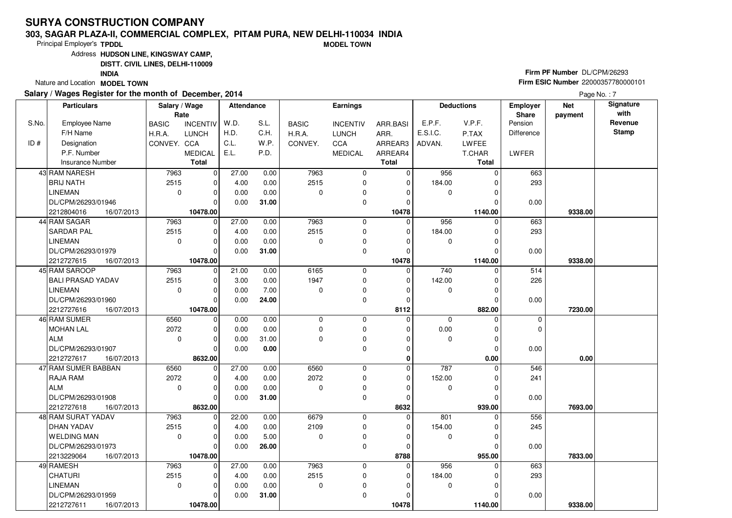# SURYA CONSTRUCTION COMPANY

**303, SAGAR PLAZA-II, COMMERCIAL COMPLEX, PITAM PURA, NEW DELHI-110034 INDIA**

**MODEL TOWN**

Principal Employer's **TPDDL**

Address **HUDSON LINE, KINGSWAY CAMP, DISTT. CIVIL LINES, DELHI-110009 INDIA**

Nature and Location **MODEL TOWN**

**Firm PF Number** DL/CPM/26293

**Firm ESIC Number** 22000357780000101

**Salary / Wages Register for the month of December, 2014**

Page No. : 7

| S.No. / ID # | Particulars: Employee Name / F/H Name / Designation / P.F. Number / Insurance Number | Salary / Wage Rate: BASIC / H.R.A. / CONVEY. | INCENTIV / LUNCH / CCA / MEDICAL / Total | Attendance: W.D. / H.D. / C.L. / E.L. | S.L. / C.H. / W.P. / P.D. | Earnings: BASIC / H.R.A. / CONVEY. | INCENTIV / LUNCH / CCA / MEDICAL | ARR.BASI / ARR. / ARREAR3 / ARREAR4 / Total | Deductions: E.P.F. / E.S.I.C. / ADVAN. | V.P.F. / P.TAX / LWFEE / T.CHAR / Total | Employer Share: Pension / Difference / LWFER | Net payment | Signature with Revenue Stamp |
|---|---|---|---|---|---|---|---|---|---|---|---|---|---|
| 43 | RAM NARESH | 7963 | 0 | 27.00 | 0.00 | 7963 | 0 | 0 | 956 | 0 | 663 | | |
| | BRIJ NATH | 2515 | 0 | 4.00 | 0.00 | 2515 | 0 | 0 | 184.00 | 0 | 293 | | |
| | LINEMAN | 0 | 0 | 0.00 | 0.00 | 0 | 0 | 0 | 0 | 0 | | | |
| | DL/CPM/26293/01946 | | 0 | 0.00 | **31.00** | | 0 | 0 | | 0 | 0.00 | | |
| | 2212804016 16/07/2013 | | **10478.00** | | | | | **10478** | | **1140.00** | | **9338.00** | |
| 44 | RAM SAGAR | 7963 | 0 | 27.00 | 0.00 | 7963 | 0 | 0 | 956 | 0 | 663 | | |
| | SARDAR PAL | 2515 | 0 | 4.00 | 0.00 | 2515 | 0 | 0 | 184.00 | 0 | 293 | | |
| | LINEMAN | 0 | 0 | 0.00 | 0.00 | 0 | 0 | 0 | 0 | 0 | | | |
| | DL/CPM/26293/01979 | | 0 | 0.00 | **31.00** | | 0 | 0 | | 0 | 0.00 | | |
| | 2212727615 16/07/2013 | | **10478.00** | | | | | **10478** | | **1140.00** | | **9338.00** | |
| 45 | RAM SAROOP | 7963 | 0 | 21.00 | 0.00 | 6165 | 0 | 0 | 740 | 0 | 514 | | |
| | BALI PRASAD YADAV | 2515 | 0 | 3.00 | 0.00 | 1947 | 0 | 0 | 142.00 | 0 | 226 | | |
| | LINEMAN | 0 | 0 | 0.00 | 7.00 | 0 | 0 | 0 | 0 | 0 | | | |
| | DL/CPM/26293/01960 | | 0 | 0.00 | **24.00** | | 0 | 0 | | 0 | 0.00 | | |
| | 2212727616 16/07/2013 | | **10478.00** | | | | | **8112** | | **882.00** | | **7230.00** | |
| 46 | RAM SUMER | 6560 | 0 | 0.00 | 0.00 | 0 | 0 | 0 | 0 | 0 | 0 | | |
| | MOHAN LAL | 2072 | 0 | 0.00 | 0.00 | 0 | 0 | 0 | 0.00 | 0 | 0 | | |
| | ALM | 0 | 0 | 0.00 | 31.00 | 0 | 0 | 0 | 0 | 0 | | | |
| | DL/CPM/26293/01907 | | 0 | 0.00 | **0.00** | | 0 | 0 | | 0 | 0.00 | | |
| | 2212727617 16/07/2013 | | **8632.00** | | | | | **0** | | **0.00** | | **0.00** | |
| 47 | RAM SUMER BABBAN | 6560 | 0 | 27.00 | 0.00 | 6560 | 0 | 0 | 787 | 0 | 546 | | |
| | RAJA RAM | 2072 | 0 | 4.00 | 0.00 | 2072 | 0 | 0 | 152.00 | 0 | 241 | | |
| | ALM | 0 | 0 | 0.00 | 0.00 | 0 | 0 | 0 | 0 | 0 | | | |
| | DL/CPM/26293/01908 | | 0 | 0.00 | **31.00** | | 0 | 0 | | 0 | 0.00 | | |
| | 2212727618 16/07/2013 | | **8632.00** | | | | | **8632** | | **939.00** | | **7693.00** | |
| 48 | RAM SURAT YADAV | 7963 | 0 | 22.00 | 0.00 | 6679 | 0 | 0 | 801 | 0 | 556 | | |
| | DHAN YADAV | 2515 | 0 | 4.00 | 0.00 | 2109 | 0 | 0 | 154.00 | 0 | 245 | | |
| | WELDING MAN | 0 | 0 | 0.00 | 5.00 | 0 | 0 | 0 | 0 | 0 | | | |
| | DL/CPM/26293/01973 | | 0 | 0.00 | **26.00** | | 0 | 0 | | 0 | 0.00 | | |
| | 2213229064 16/07/2013 | | **10478.00** | | | | | **8788** | | **955.00** | | **7833.00** | |
| 49 | RAMESH | 7963 | 0 | 27.00 | 0.00 | 7963 | 0 | 0 | 956 | 0 | 663 | | |
| | CHATURI | 2515 | 0 | 4.00 | 0.00 | 2515 | 0 | 0 | 184.00 | 0 | 293 | | |
| | LINEMAN | 0 | 0 | 0.00 | 0.00 | 0 | 0 | 0 | 0 | 0 | | | |
| | DL/CPM/26293/01959 | | 0 | 0.00 | **31.00** | | 0 | 0 | | 0 | 0.00 | | |
| | 2212727611 16/07/2013 | | **10478.00** | | | | | **10478** | | **1140.00** | | **9338.00** | |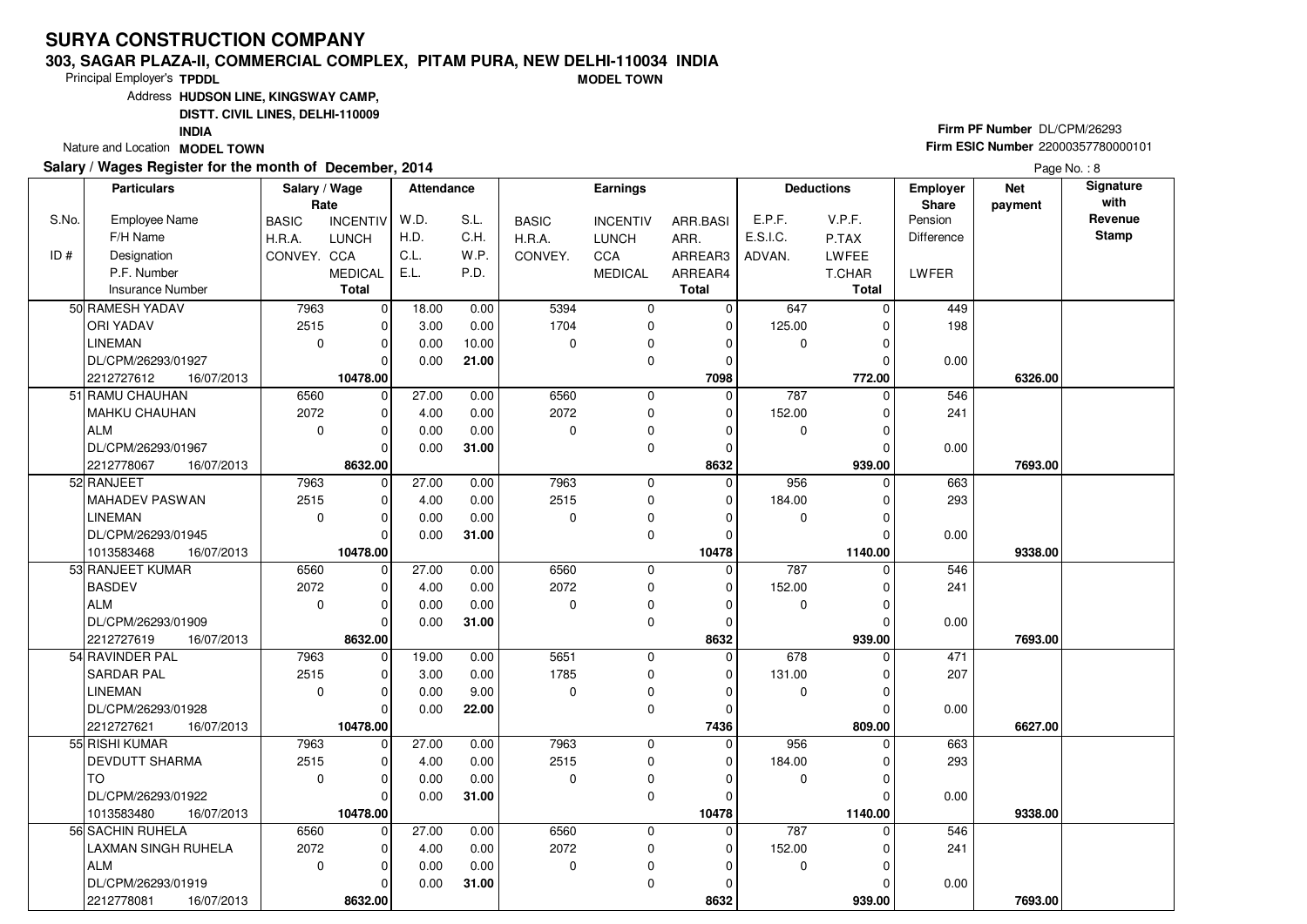# SURYA CONSTRUCTION COMPANY

**303, SAGAR PLAZA-II, COMMERCIAL COMPLEX, PITAM PURA, NEW DELHI-110034 INDIA**

**MODEL TOWN**

Principal Employer's **TPDDL**

Address **HUDSON LINE, KINGSWAY CAMP, DISTT. CIVIL LINES, DELHI-110009 INDIA**

Nature and Location **MODEL TOWN**

**Firm PF Number** DL/CPM/26293

**Firm ESIC Number** 22000357780000101

**Salary / Wages Register for the month of December, 2014**

Page No. : 8

| S.No. / ID # | Particulars: Employee Name / F/H Name / Designation / P.F. Number / Insurance Number | Salary / Wage Rate: BASIC / H.R.A. / CONVEY. | Salary / Wage Rate: INCENTIV / LUNCH / CCA / MEDICAL / Total | Attendance: W.D. / H.D. / C.L. / E.L. | Attendance: S.L. / C.H. / W.P. / P.D. | Earnings: BASIC / H.R.A. / CONVEY. | Earnings: INCENTIV / LUNCH / CCA / MEDICAL | Earnings: ARR.BASI / ARR. / ARREAR3 / ARREAR4 / Total | Deductions: E.P.F. / E.S.I.C. / ADVAN. | Deductions: V.P.F. / P.TAX / LWFEE / T.CHAR / Total | Employer Share: Pension / Difference / LWFER | Net payment | Signature with Revenue Stamp |
|---|---|---|---|---|---|---|---|---|---|---|---|---|---|
| 50 | RAMESH YADAV | 7963 | 0 | 18.00 | 0.00 | 5394 | 0 | 0 | 647 | 0 | 449 | | |
| | ORI YADAV | 2515 | 0 | 3.00 | 0.00 | 1704 | 0 | 0 | 125.00 | 0 | 198 | | |
| | LINEMAN | 0 | 0 | 0.00 | 10.00 | 0 | 0 | 0 | 0 | 0 | | | |
| | DL/CPM/26293/01927 | | 0 | 0.00 | **21.00** | | 0 | 0 | | 0 | 0.00 | | |
| | 2212727612 16/07/2013 | | **10478.00** | | | | | **7098** | | **772.00** | | **6326.00** | |
| 51 | RAMU CHAUHAN | 6560 | 0 | 27.00 | 0.00 | 6560 | 0 | 0 | 787 | 0 | 546 | | |
| | MAHKU CHAUHAN | 2072 | 0 | 4.00 | 0.00 | 2072 | 0 | 0 | 152.00 | 0 | 241 | | |
| | ALM | 0 | 0 | 0.00 | 0.00 | 0 | 0 | 0 | 0 | 0 | | | |
| | DL/CPM/26293/01967 | | 0 | 0.00 | **31.00** | | 0 | 0 | | 0 | 0.00 | | |
| | 2212778067 16/07/2013 | | **8632.00** | | | | | **8632** | | **939.00** | | **7693.00** | |
| 52 | RANJEET | 7963 | 0 | 27.00 | 0.00 | 7963 | 0 | 0 | 956 | 0 | 663 | | |
| | MAHADEV PASWAN | 2515 | 0 | 4.00 | 0.00 | 2515 | 0 | 0 | 184.00 | 0 | 293 | | |
| | LINEMAN | 0 | 0 | 0.00 | 0.00 | 0 | 0 | 0 | 0 | 0 | | | |
| | DL/CPM/26293/01945 | | 0 | 0.00 | **31.00** | | 0 | 0 | | 0 | 0.00 | | |
| | 1013583468 16/07/2013 | | **10478.00** | | | | | **10478** | | **1140.00** | | **9338.00** | |
| 53 | RANJEET KUMAR | 6560 | 0 | 27.00 | 0.00 | 6560 | 0 | 0 | 787 | 0 | 546 | | |
| | BASDEV | 2072 | 0 | 4.00 | 0.00 | 2072 | 0 | 0 | 152.00 | 0 | 241 | | |
| | ALM | 0 | 0 | 0.00 | 0.00 | 0 | 0 | 0 | 0 | 0 | | | |
| | DL/CPM/26293/01909 | | 0 | 0.00 | **31.00** | | 0 | 0 | | 0 | 0.00 | | |
| | 2212727619 16/07/2013 | | **8632.00** | | | | | **8632** | | **939.00** | | **7693.00** | |
| 54 | RAVINDER PAL | 7963 | 0 | 19.00 | 0.00 | 5651 | 0 | 0 | 678 | 0 | 471 | | |
| | SARDAR PAL | 2515 | 0 | 3.00 | 0.00 | 1785 | 0 | 0 | 131.00 | 0 | 207 | | |
| | LINEMAN | 0 | 0 | 0.00 | 9.00 | 0 | 0 | 0 | 0 | 0 | | | |
| | DL/CPM/26293/01928 | | 0 | 0.00 | **22.00** | | 0 | 0 | | 0 | 0.00 | | |
| | 2212727621 16/07/2013 | | **10478.00** | | | | | **7436** | | **809.00** | | **6627.00** | |
| 55 | RISHI KUMAR | 7963 | 0 | 27.00 | 0.00 | 7963 | 0 | 0 | 956 | 0 | 663 | | |
| | DEVDUTT SHARMA | 2515 | 0 | 4.00 | 0.00 | 2515 | 0 | 0 | 184.00 | 0 | 293 | | |
| | TO | 0 | 0 | 0.00 | 0.00 | 0 | 0 | 0 | 0 | 0 | | | |
| | DL/CPM/26293/01922 | | 0 | 0.00 | **31.00** | | 0 | 0 | | 0 | 0.00 | | |
| | 1013583480 16/07/2013 | | **10478.00** | | | | | **10478** | | **1140.00** | | **9338.00** | |
| 56 | SACHIN RUHELA | 6560 | 0 | 27.00 | 0.00 | 6560 | 0 | 0 | 787 | 0 | 546 | | |
| | LAXMAN SINGH RUHELA | 2072 | 0 | 4.00 | 0.00 | 2072 | 0 | 0 | 152.00 | 0 | 241 | | |
| | ALM | 0 | 0 | 0.00 | 0.00 | 0 | 0 | 0 | 0 | 0 | | | |
| | DL/CPM/26293/01919 | | 0 | 0.00 | **31.00** | | 0 | 0 | | 0 | 0.00 | | |
| | 2212778081 16/07/2013 | | **8632.00** | | | | | **8632** | | **939.00** | | **7693.00** | |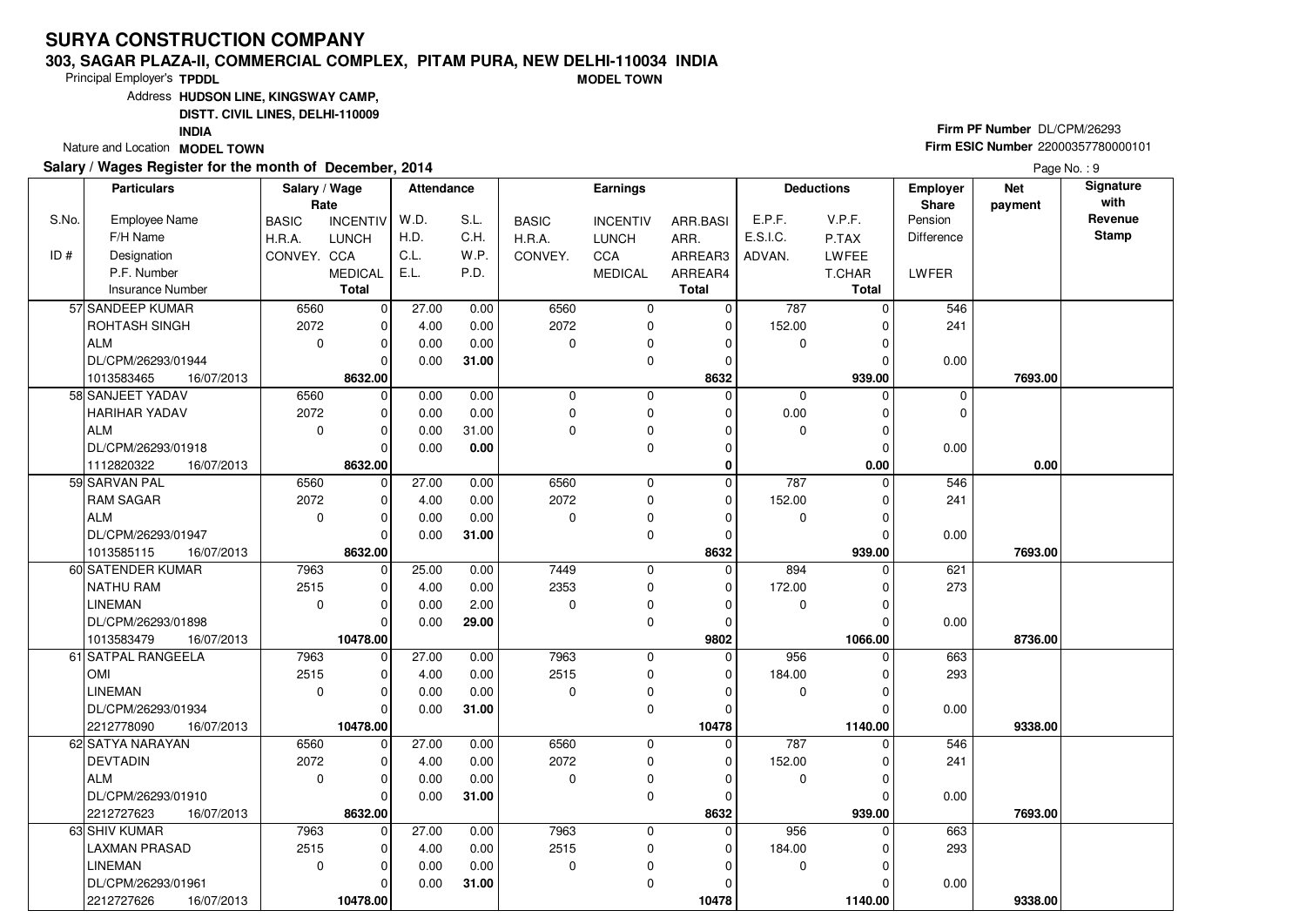# SURYA CONSTRUCTION COMPANY

**303, SAGAR PLAZA-II, COMMERCIAL COMPLEX, PITAM PURA, NEW DELHI-110034 INDIA**

**MODEL TOWN**

Principal Employer's **TPDDL**

Address **HUDSON LINE, KINGSWAY CAMP, DISTT. CIVIL LINES, DELHI-110009 INDIA**

Nature and Location **MODEL TOWN**

**Firm PF Number** DL/CPM/26293

**Firm ESIC Number** 22000357780000101

**Salary / Wages Register for the month of December, 2014**

| S.No. / ID # | Employee Name / F/H Name / Designation / P.F. Number / Insurance Number | BASIC / H.R.A. / CONVEY. (Rate) | INCENTIV / LUNCH / CCA / MEDICAL / Total (Rate) | W.D. / H.D. / C.L. / E.L. | S.L. / C.H. / W.P. / P.D. | BASIC / H.R.A. / CONVEY. (Earnings) | INCENTIV / LUNCH / CCA / MEDICAL (Earnings) | ARR.BASI / ARR. / ARREAR3 / ARREAR4 / Total | E.P.F. / E.S.I.C. / ADVAN. | V.P.F. / P.TAX / LWFEE / T.CHAR / Total | Employer Share Pension / Difference / LWFER | Net payment | Signature with Revenue Stamp |
|---|---|---|---|---|---|---|---|---|---|---|---|---|---|
| 57 | SANDEEP KUMAR / ROHTASH SINGH / ALM / DL/CPM/26293/01944 / 1013583465 16/07/2013 | 6560 / 2072 / 0 | 0 / 0 / 0 / 0 / 8632.00 | 27.00 / 4.00 / 0.00 / 0.00 | 0.00 / 0.00 / 0.00 / 31.00 | 6560 / 2072 / 0 | 0 / 0 / 0 / 0 | 0 / 0 / 0 / 0 / 8632 | 787 / 152.00 / 0 | 0 / 0 / 0 / 0 / 939.00 | 546 / 241 / 0.00 | 7693.00 | |
| 58 | SANJEET YADAV / HARIHAR YADAV / ALM / DL/CPM/26293/01918 / 1112820322 16/07/2013 | 6560 / 2072 / 0 | 0 / 0 / 0 / 0 / 8632.00 | 0.00 / 0.00 / 0.00 / 0.00 | 0.00 / 0.00 / 31.00 / 0.00 | 0 / 0 / 0 | 0 / 0 / 0 / 0 | 0 / 0 / 0 / 0 / 0 | 0 / 0.00 / 0 | 0 / 0 / 0 / 0 / 0.00 | 0 / 0 / 0.00 | 0.00 | |
| 59 | SARVAN PAL / RAM SAGAR / ALM / DL/CPM/26293/01947 / 1013585115 16/07/2013 | 6560 / 2072 / 0 | 0 / 0 / 0 / 0 / 8632.00 | 27.00 / 4.00 / 0.00 / 0.00 | 0.00 / 0.00 / 0.00 / 31.00 | 6560 / 2072 / 0 | 0 / 0 / 0 / 0 | 0 / 0 / 0 / 0 / 8632 | 787 / 152.00 / 0 | 0 / 0 / 0 / 0 / 939.00 | 546 / 241 / 0.00 | 7693.00 | |
| 60 | SATENDER KUMAR / NATHU RAM / LINEMAN / DL/CPM/26293/01898 / 1013583479 16/07/2013 | 7963 / 2515 / 0 | 0 / 0 / 0 / 0 / 10478.00 | 25.00 / 4.00 / 0.00 / 0.00 | 0.00 / 0.00 / 2.00 / 29.00 | 7449 / 2353 / 0 | 0 / 0 / 0 / 0 | 0 / 0 / 0 / 0 / 9802 | 894 / 172.00 / 0 | 0 / 0 / 0 / 0 / 1066.00 | 621 / 273 / 0.00 | 8736.00 | |
| 61 | SATPAL RANGEELA / OMI / LINEMAN / DL/CPM/26293/01934 / 2212778090 16/07/2013 | 7963 / 2515 / 0 | 0 / 0 / 0 / 0 / 10478.00 | 27.00 / 4.00 / 0.00 / 0.00 | 0.00 / 0.00 / 0.00 / 31.00 | 7963 / 2515 / 0 | 0 / 0 / 0 / 0 | 0 / 0 / 0 / 0 / 10478 | 956 / 184.00 / 0 | 0 / 0 / 0 / 0 / 1140.00 | 663 / 293 / 0.00 | 9338.00 | |
| 62 | SATYA NARAYAN / DEVTADIN / ALM / DL/CPM/26293/01910 / 2212727623 16/07/2013 | 6560 / 2072 / 0 | 0 / 0 / 0 / 0 / 8632.00 | 27.00 / 4.00 / 0.00 / 0.00 | 0.00 / 0.00 / 0.00 / 31.00 | 6560 / 2072 / 0 | 0 / 0 / 0 / 0 | 0 / 0 / 0 / 0 / 8632 | 787 / 152.00 / 0 | 0 / 0 / 0 / 0 / 939.00 | 546 / 241 / 0.00 | 7693.00 | |
| 63 | SHIV KUMAR / LAXMAN PRASAD / LINEMAN / DL/CPM/26293/01961 / 2212727626 16/07/2013 | 7963 / 2515 / 0 | 0 / 0 / 0 / 0 / 10478.00 | 27.00 / 4.00 / 0.00 / 0.00 | 0.00 / 0.00 / 0.00 / 31.00 | 7963 / 2515 / 0 | 0 / 0 / 0 / 0 | 0 / 0 / 0 / 0 / 10478 | 956 / 184.00 / 0 | 0 / 0 / 0 / 0 / 1140.00 | 663 / 293 / 0.00 | 9338.00 | |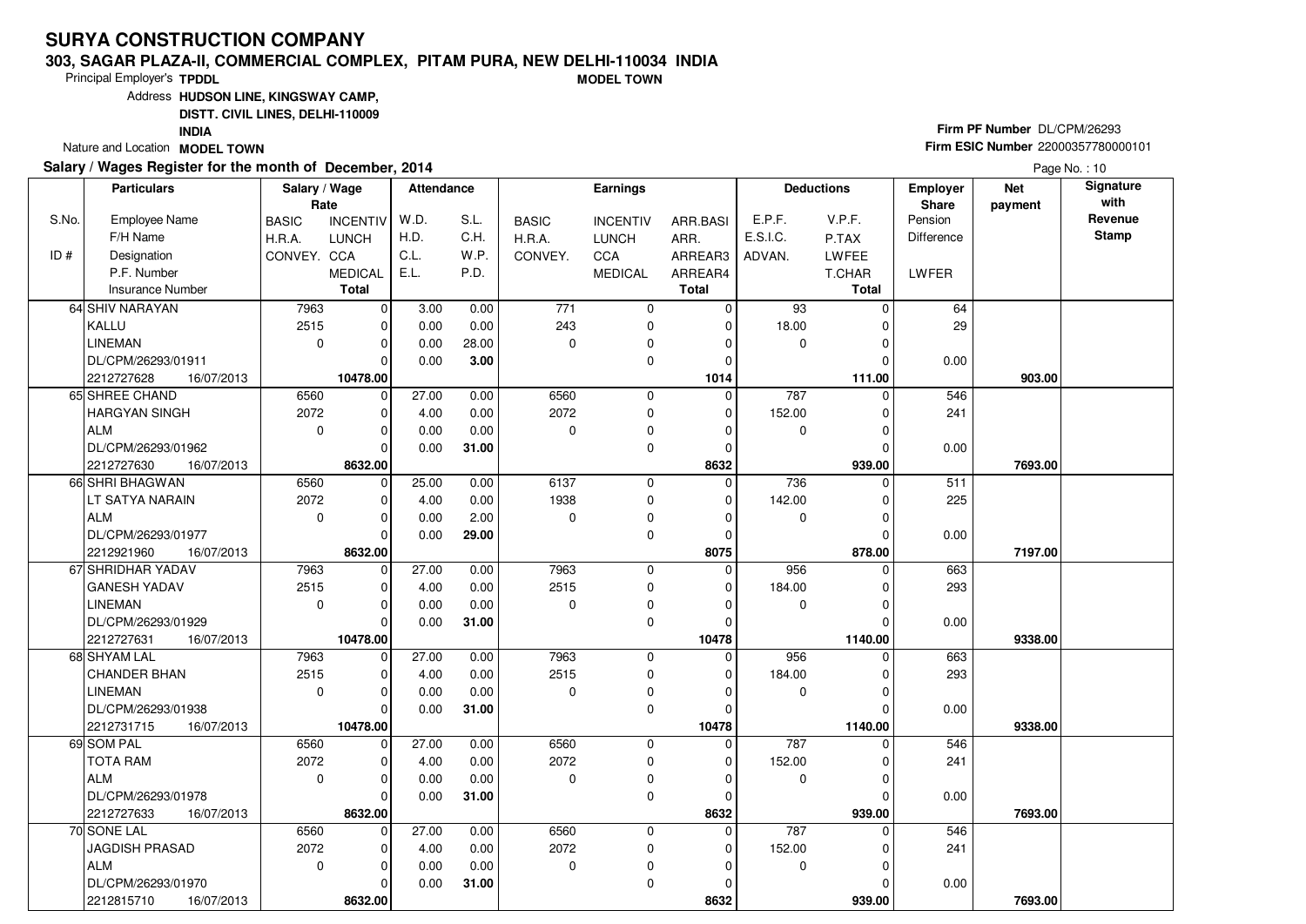# SURYA CONSTRUCTION COMPANY

**303, SAGAR PLAZA-II, COMMERCIAL COMPLEX, PITAM PURA, NEW DELHI-110034 INDIA**

**MODEL TOWN**

Principal Employer's **TPDDL**

Address **HUDSON LINE, KINGSWAY CAMP, DISTT. CIVIL LINES, DELHI-110009 INDIA**

Nature and Location **MODEL TOWN**

**Firm PF Number** DL/CPM/26293

**Firm ESIC Number** 22000357780000101

**Salary / Wages Register for the month of December, 2014**

Page No. : 10

| S.No. / ID # | Particulars: Employee Name / F/H Name / Designation / P.F. Number / Insurance Number | Salary / Wage Rate: BASIC / H.R.A. / CONVEY. | Salary / Wage Rate: INCENTIV / LUNCH / CCA / MEDICAL / Total | Attendance: W.D. / H.D. / C.L. / E.L. | Attendance: S.L. / C.H. / W.P. / P.D. | Earnings: BASIC / H.R.A. / CONVEY. | Earnings: INCENTIV / LUNCH / CCA / MEDICAL | Earnings: ARR.BASI / ARR. / ARREAR3 / ARREAR4 / Total | Deductions: E.P.F. / E.S.I.C. / ADVAN. | Deductions: V.P.F. / P.TAX / LWFEE / T.CHAR / Total | Employer Share: Pension / Difference / LWFER | Net payment | Signature with Revenue Stamp |
|---|---|---|---|---|---|---|---|---|---|---|---|---|---|
| 64 | SHIV NARAYAN | 7963 | 0 | 3.00 | 0.00 | 771 | 0 | 0 | 93 | 0 | 64 | | |
| | KALLU | 2515 | 0 | 0.00 | 0.00 | 243 | 0 | 0 | 18.00 | 0 | 29 | | |
| | LINEMAN | 0 | 0 | 0.00 | 28.00 | 0 | 0 | 0 | 0 | 0 | | | |
| | DL/CPM/26293/01911 | | 0 | 0.00 | 3.00 | | 0 | 0 | | 0 | 0.00 | | |
| | 2212727628 16/07/2013 | | 10478.00 | | | | | 1014 | | 111.00 | | 903.00 | |
| 65 | SHREE CHAND | 6560 | 0 | 27.00 | 0.00 | 6560 | 0 | 0 | 787 | 0 | 546 | | |
| | HARGYAN SINGH | 2072 | 0 | 4.00 | 0.00 | 2072 | 0 | 0 | 152.00 | 0 | 241 | | |
| | ALM | 0 | 0 | 0.00 | 0.00 | 0 | 0 | 0 | 0 | 0 | | | |
| | DL/CPM/26293/01962 | | 0 | 0.00 | 31.00 | | 0 | 0 | | 0 | 0.00 | | |
| | 2212727630 16/07/2013 | | 8632.00 | | | | | 8632 | | 939.00 | | 7693.00 | |
| 66 | SHRI BHAGWAN | 6560 | 0 | 25.00 | 0.00 | 6137 | 0 | 0 | 736 | 0 | 511 | | |
| | LT SATYA NARAIN | 2072 | 0 | 4.00 | 0.00 | 1938 | 0 | 0 | 142.00 | 0 | 225 | | |
| | ALM | 0 | 0 | 0.00 | 2.00 | 0 | 0 | 0 | 0 | 0 | | | |
| | DL/CPM/26293/01977 | | 0 | 0.00 | 29.00 | | 0 | 0 | | 0 | 0.00 | | |
| | 2212921960 16/07/2013 | | 8632.00 | | | | | 8075 | | 878.00 | | 7197.00 | |
| 67 | SHRIDHAR YADAV | 7963 | 0 | 27.00 | 0.00 | 7963 | 0 | 0 | 956 | 0 | 663 | | |
| | GANESH YADAV | 2515 | 0 | 4.00 | 0.00 | 2515 | 0 | 0 | 184.00 | 0 | 293 | | |
| | LINEMAN | 0 | 0 | 0.00 | 0.00 | 0 | 0 | 0 | 0 | 0 | | | |
| | DL/CPM/26293/01929 | | 0 | 0.00 | 31.00 | | 0 | 0 | | 0 | 0.00 | | |
| | 2212727631 16/07/2013 | | 10478.00 | | | | | 10478 | | 1140.00 | | 9338.00 | |
| 68 | SHYAM LAL | 7963 | 0 | 27.00 | 0.00 | 7963 | 0 | 0 | 956 | 0 | 663 | | |
| | CHANDER BHAN | 2515 | 0 | 4.00 | 0.00 | 2515 | 0 | 0 | 184.00 | 0 | 293 | | |
| | LINEMAN | 0 | 0 | 0.00 | 0.00 | 0 | 0 | 0 | 0 | 0 | | | |
| | DL/CPM/26293/01938 | | 0 | 0.00 | 31.00 | | 0 | 0 | | 0 | 0.00 | | |
| | 2212731715 16/07/2013 | | 10478.00 | | | | | 10478 | | 1140.00 | | 9338.00 | |
| 69 | SOM PAL | 6560 | 0 | 27.00 | 0.00 | 6560 | 0 | 0 | 787 | 0 | 546 | | |
| | TOTA RAM | 2072 | 0 | 4.00 | 0.00 | 2072 | 0 | 0 | 152.00 | 0 | 241 | | |
| | ALM | 0 | 0 | 0.00 | 0.00 | 0 | 0 | 0 | 0 | 0 | | | |
| | DL/CPM/26293/01978 | | 0 | 0.00 | 31.00 | | 0 | 0 | | 0 | 0.00 | | |
| | 2212727633 16/07/2013 | | 8632.00 | | | | | 8632 | | 939.00 | | 7693.00 | |
| 70 | SONE LAL | 6560 | 0 | 27.00 | 0.00 | 6560 | 0 | 0 | 787 | 0 | 546 | | |
| | JAGDISH PRASAD | 2072 | 0 | 4.00 | 0.00 | 2072 | 0 | 0 | 152.00 | 0 | 241 | | |
| | ALM | 0 | 0 | 0.00 | 0.00 | 0 | 0 | 0 | 0 | 0 | | | |
| | DL/CPM/26293/01970 | | 0 | 0.00 | 31.00 | | 0 | 0 | | 0 | 0.00 | | |
| | 2212815710 16/07/2013 | | 8632.00 | | | | | 8632 | | 939.00 | | 7693.00 | |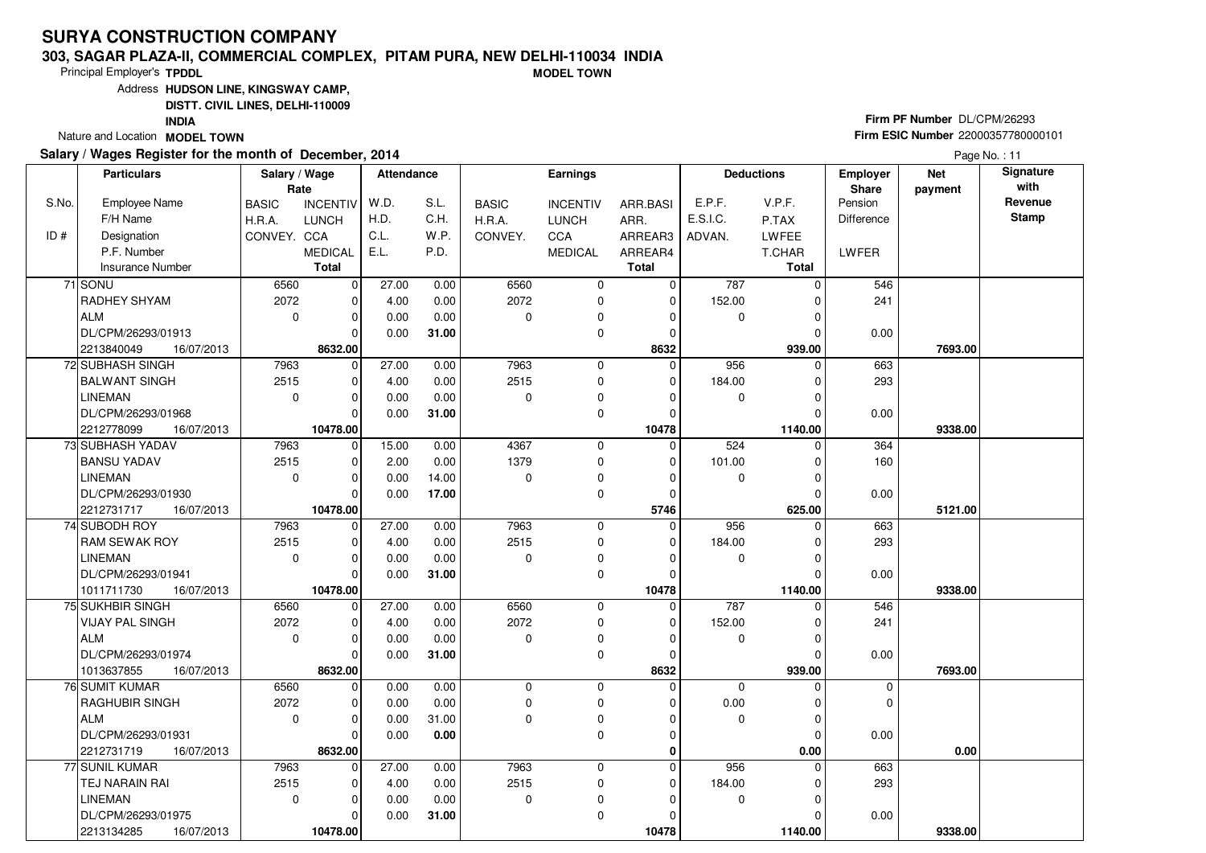# SURYA CONSTRUCTION COMPANY

**303, SAGAR PLAZA-II, COMMERCIAL COMPLEX, PITAM PURA, NEW DELHI-110034 INDIA**

**MODEL TOWN**

Principal Employer's **TPDDL**

Address **HUDSON LINE, KINGSWAY CAMP, DISTT. CIVIL LINES, DELHI-110009 INDIA**

Nature and Location **MODEL TOWN**

**Firm PF Number** DL/CPM/26293

**Firm ESIC Number** 22000357780000101

**Salary / Wages Register for the month of December, 2014**

Page No. : 11

| S.No. / ID # | Particulars: Employee Name / F/H Name / Designation / P.F. Number / Insurance Number | Salary / Wage Rate: BASIC / H.R.A. / CONVEY. | Salary / Wage Rate: INCENTIV / LUNCH / CCA / MEDICAL / Total | Attendance: W.D. / H.D. / C.L. / E.L. | Attendance: S.L. / C.H. / W.P. / P.D. | Earnings: BASIC / H.R.A. / CONVEY. | Earnings: INCENTIV / LUNCH / CCA / MEDICAL | Earnings: ARR.BASI / ARR. / ARREAR3 / ARREAR4 / Total | Deductions: E.P.F. / E.S.I.C. / ADVAN. | Deductions: V.P.F. / P.TAX / LWFEE / T.CHAR / Total | Employer Share: Pension / Difference / LWFER | Net payment | Signature with Revenue Stamp |
|---|---|---|---|---|---|---|---|---|---|---|---|---|---|
| 71 | SONU | 6560 | 0 | 27.00 | 0.00 | 6560 | 0 | 0 | 787 | 0 | 546 | | |
| | RADHEY SHYAM | 2072 | 0 | 4.00 | 0.00 | 2072 | 0 | 0 | 152.00 | 0 | 241 | | |
| | ALM | 0 | 0 | 0.00 | 0.00 | 0 | 0 | 0 | 0 | 0 | | | |
| | DL/CPM/26293/01913 | | 0 | 0.00 | **31.00** | | 0 | 0 | | 0 | 0.00 | | |
| | 2213840049 16/07/2013 | | **8632.00** | | | | | **8632** | | **939.00** | | **7693.00** | |
| 72 | SUBHASH SINGH | 7963 | 0 | 27.00 | 0.00 | 7963 | 0 | 0 | 956 | 0 | 663 | | |
| | BALWANT SINGH | 2515 | 0 | 4.00 | 0.00 | 2515 | 0 | 0 | 184.00 | 0 | 293 | | |
| | LINEMAN | 0 | 0 | 0.00 | 0.00 | 0 | 0 | 0 | 0 | 0 | | | |
| | DL/CPM/26293/01968 | | 0 | 0.00 | **31.00** | | 0 | 0 | | 0 | 0.00 | | |
| | 2212778099 16/07/2013 | | **10478.00** | | | | | **10478** | | **1140.00** | | **9338.00** | |
| 73 | SUBHASH YADAV | 7963 | 0 | 15.00 | 0.00 | 4367 | 0 | 0 | 524 | 0 | 364 | | |
| | BANSU YADAV | 2515 | 0 | 2.00 | 0.00 | 1379 | 0 | 0 | 101.00 | 0 | 160 | | |
| | LINEMAN | 0 | 0 | 0.00 | 14.00 | 0 | 0 | 0 | 0 | 0 | | | |
| | DL/CPM/26293/01930 | | 0 | 0.00 | **17.00** | | 0 | 0 | | 0 | 0.00 | | |
| | 2212731717 16/07/2013 | | **10478.00** | | | | | **5746** | | **625.00** | | **5121.00** | |
| 74 | SUBODH ROY | 7963 | 0 | 27.00 | 0.00 | 7963 | 0 | 0 | 956 | 0 | 663 | | |
| | RAM SEWAK ROY | 2515 | 0 | 4.00 | 0.00 | 2515 | 0 | 0 | 184.00 | 0 | 293 | | |
| | LINEMAN | 0 | 0 | 0.00 | 0.00 | 0 | 0 | 0 | 0 | 0 | | | |
| | DL/CPM/26293/01941 | | 0 | 0.00 | **31.00** | | 0 | 0 | | 0 | 0.00 | | |
| | 1011711730 16/07/2013 | | **10478.00** | | | | | **10478** | | **1140.00** | | **9338.00** | |
| 75 | SUKHBIR SINGH | 6560 | 0 | 27.00 | 0.00 | 6560 | 0 | 0 | 787 | 0 | 546 | | |
| | VIJAY PAL SINGH | 2072 | 0 | 4.00 | 0.00 | 2072 | 0 | 0 | 152.00 | 0 | 241 | | |
| | ALM | 0 | 0 | 0.00 | 0.00 | 0 | 0 | 0 | 0 | 0 | | | |
| | DL/CPM/26293/01974 | | 0 | 0.00 | **31.00** | | 0 | 0 | | 0 | 0.00 | | |
| | 1013637855 16/07/2013 | | **8632.00** | | | | | **8632** | | **939.00** | | **7693.00** | |
| 76 | SUMIT KUMAR | 6560 | 0 | 0.00 | 0.00 | 0 | 0 | 0 | 0 | 0 | 0 | | |
| | RAGHUBIR SINGH | 2072 | 0 | 0.00 | 0.00 | 0 | 0 | 0 | 0.00 | 0 | 0 | | |
| | ALM | 0 | 0 | 0.00 | 31.00 | 0 | 0 | 0 | 0 | 0 | | | |
| | DL/CPM/26293/01931 | | 0 | 0.00 | **0.00** | | 0 | 0 | | 0 | 0.00 | | |
| | 2212731719 16/07/2013 | | **8632.00** | | | | | **0** | | **0.00** | | **0.00** | |
| 77 | SUNIL KUMAR | 7963 | 0 | 27.00 | 0.00 | 7963 | 0 | 0 | 956 | 0 | 663 | | |
| | TEJ NARAIN RAI | 2515 | 0 | 4.00 | 0.00 | 2515 | 0 | 0 | 184.00 | 0 | 293 | | |
| | LINEMAN | 0 | 0 | 0.00 | 0.00 | 0 | 0 | 0 | 0 | 0 | | | |
| | DL/CPM/26293/01975 | | 0 | 0.00 | **31.00** | | 0 | 0 | | 0 | 0.00 | | |
| | 2213134285 16/07/2013 | | **10478.00** | | | | | **10478** | | **1140.00** | | **9338.00** | |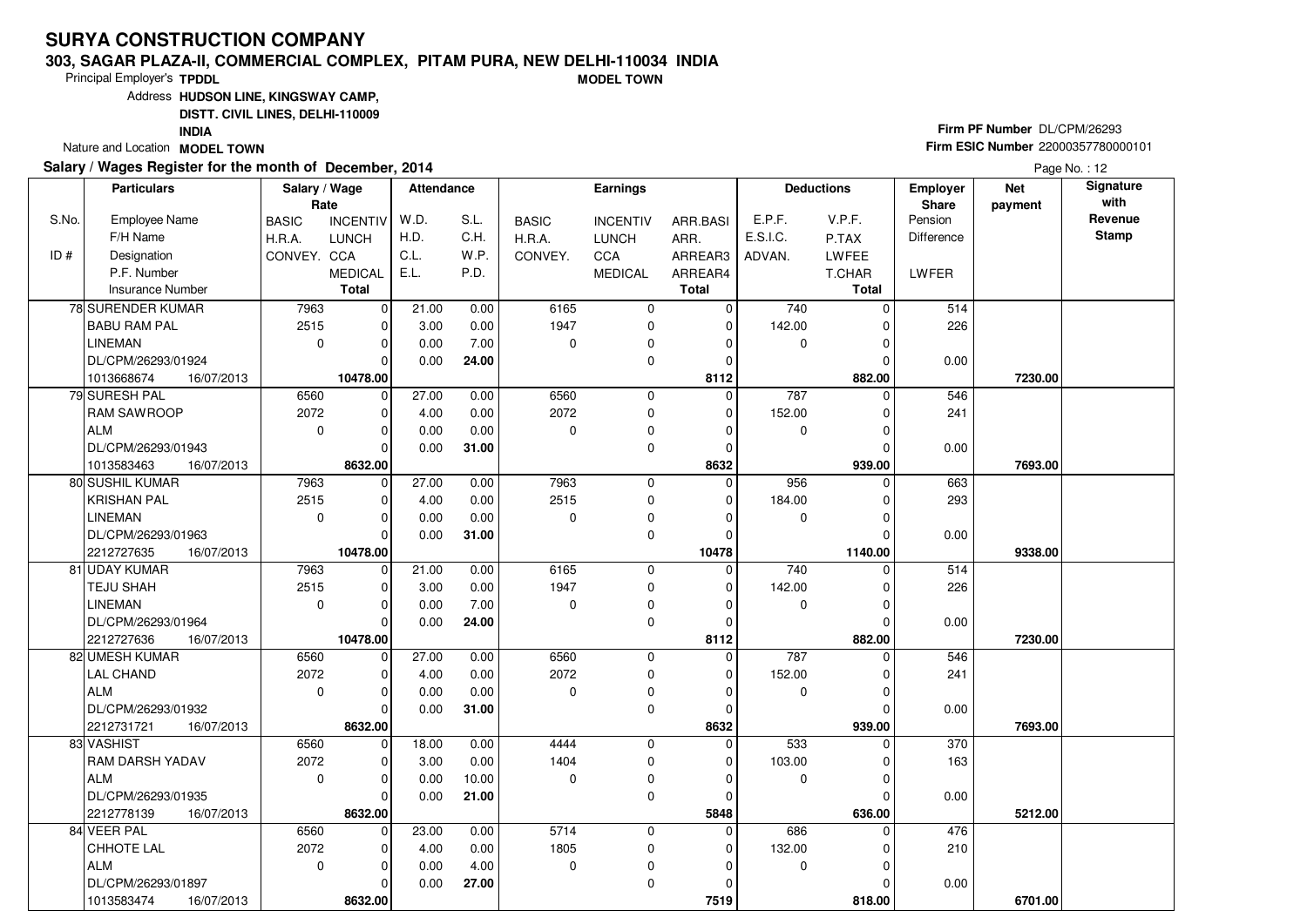# SURYA CONSTRUCTION COMPANY

**303, SAGAR PLAZA-II, COMMERCIAL COMPLEX, PITAM PURA, NEW DELHI-110034 INDIA**

**MODEL TOWN**

Principal Employer's **TPDDL**

Address **HUDSON LINE, KINGSWAY CAMP, DISTT. CIVIL LINES, DELHI-110009 INDIA**

Nature and Location **MODEL TOWN**

**Firm PF Number** DL/CPM/26293

**Firm ESIC Number** 22000357780000101

**Salary / Wages Register for the month of December, 2014**

Page No. : 12

| S.No. / ID # | Employee Name / F/H Name / Designation / P.F. Number / Insurance Number | Salary / Wage Rate: BASIC / H.R.A. / CONVEY. | INCENTIV / LUNCH / CCA / MEDICAL / Total | Attendance: W.D. / H.D. / C.L. / E.L. | S.L. / C.H. / W.P. / P.D. | Earnings: BASIC / H.R.A. / CONVEY. | INCENTIV / LUNCH / CCA / MEDICAL | ARR.BASI / ARR. / ARREAR3 / ARREAR4 / Total | Deductions: E.P.F. / E.S.I.C. / ADVAN. | V.P.F. / P.TAX / LWFEE / T.CHAR / Total | Employer Share: Pension / Difference / LWFER | Net payment | Signature with Revenue Stamp |
|---|---|---|---|---|---|---|---|---|---|---|---|---|---|
| 78 | SURENDER KUMAR<br>BABU RAM PAL<br>LINEMAN<br>DL/CPM/26293/01924<br>1013668674 16/07/2013 | 7963<br>2515<br>0 | 0<br>0<br>0<br>0<br>**10478.00** | 21.00<br>3.00<br>0.00<br>0.00 | 0.00<br>0.00<br>7.00<br>**24.00** | 6165<br>1947<br>0 | 0<br>0<br>0<br>0 | 0<br>0<br>0<br>0<br>**8112** | 740<br>142.00<br>0 | 0<br>0<br>0<br>0<br>**882.00** | 514<br>226<br><br>0.00 | **7230.00** | |
| 79 | SURESH PAL<br>RAM SAWROOP<br>ALM<br>DL/CPM/26293/01943<br>1013583463 16/07/2013 | 6560<br>2072<br>0 | 0<br>0<br>0<br>0<br>**8632.00** | 27.00<br>4.00<br>0.00<br>0.00 | 0.00<br>0.00<br>0.00<br>**31.00** | 6560<br>2072<br>0 | 0<br>0<br>0<br>0 | 0<br>0<br>0<br>0<br>**8632** | 787<br>152.00<br>0 | 0<br>0<br>0<br>0<br>**939.00** | 546<br>241<br><br>0.00 | **7693.00** | |
| 80 | SUSHIL KUMAR<br>KRISHAN PAL<br>LINEMAN<br>DL/CPM/26293/01963<br>2212727635 16/07/2013 | 7963<br>2515<br>0 | 0<br>0<br>0<br>0<br>**10478.00** | 27.00<br>4.00<br>0.00<br>0.00 | 0.00<br>0.00<br>0.00<br>**31.00** | 7963<br>2515<br>0 | 0<br>0<br>0<br>0 | 0<br>0<br>0<br>0<br>**10478** | 956<br>184.00<br>0 | 0<br>0<br>0<br>0<br>**1140.00** | 663<br>293<br><br>0.00 | **9338.00** | |
| 81 | UDAY KUMAR<br>TEJU SHAH<br>LINEMAN<br>DL/CPM/26293/01964<br>2212727636 16/07/2013 | 7963<br>2515<br>0 | 0<br>0<br>0<br>0<br>**10478.00** | 21.00<br>3.00<br>0.00<br>0.00 | 0.00<br>0.00<br>7.00<br>**24.00** | 6165<br>1947<br>0 | 0<br>0<br>0<br>0 | 0<br>0<br>0<br>0<br>**8112** | 740<br>142.00<br>0 | 0<br>0<br>0<br>0<br>**882.00** | 514<br>226<br><br>0.00 | **7230.00** | |
| 82 | UMESH KUMAR<br>LAL CHAND<br>ALM<br>DL/CPM/26293/01932<br>2212731721 16/07/2013 | 6560<br>2072<br>0 | 0<br>0<br>0<br>0<br>**8632.00** | 27.00<br>4.00<br>0.00<br>0.00 | 0.00<br>0.00<br>0.00<br>**31.00** | 6560<br>2072<br>0 | 0<br>0<br>0<br>0 | 0<br>0<br>0<br>0<br>**8632** | 787<br>152.00<br>0 | 0<br>0<br>0<br>0<br>**939.00** | 546<br>241<br><br>0.00 | **7693.00** | |
| 83 | VASHIST<br>RAM DARSH YADAV<br>ALM<br>DL/CPM/26293/01935<br>2212778139 16/07/2013 | 6560<br>2072<br>0 | 0<br>0<br>0<br>0<br>**8632.00** | 18.00<br>3.00<br>0.00<br>0.00 | 0.00<br>0.00<br>10.00<br>**21.00** | 4444<br>1404<br>0 | 0<br>0<br>0<br>0 | 0<br>0<br>0<br>0<br>**5848** | 533<br>103.00<br>0 | 0<br>0<br>0<br>0<br>**636.00** | 370<br>163<br><br>0.00 | **5212.00** | |
| 84 | VEER PAL<br>CHHOTE LAL<br>ALM<br>DL/CPM/26293/01897<br>1013583474 16/07/2013 | 6560<br>2072<br>0 | 0<br>0<br>0<br>0<br>**8632.00** | 23.00<br>4.00<br>0.00<br>0.00 | 0.00<br>0.00<br>4.00<br>**27.00** | 5714<br>1805<br>0 | 0<br>0<br>0<br>0 | 0<br>0<br>0<br>0<br>**7519** | 686<br>132.00<br>0 | 0<br>0<br>0<br>0<br>**818.00** | 476<br>210<br><br>0.00 | **6701.00** | |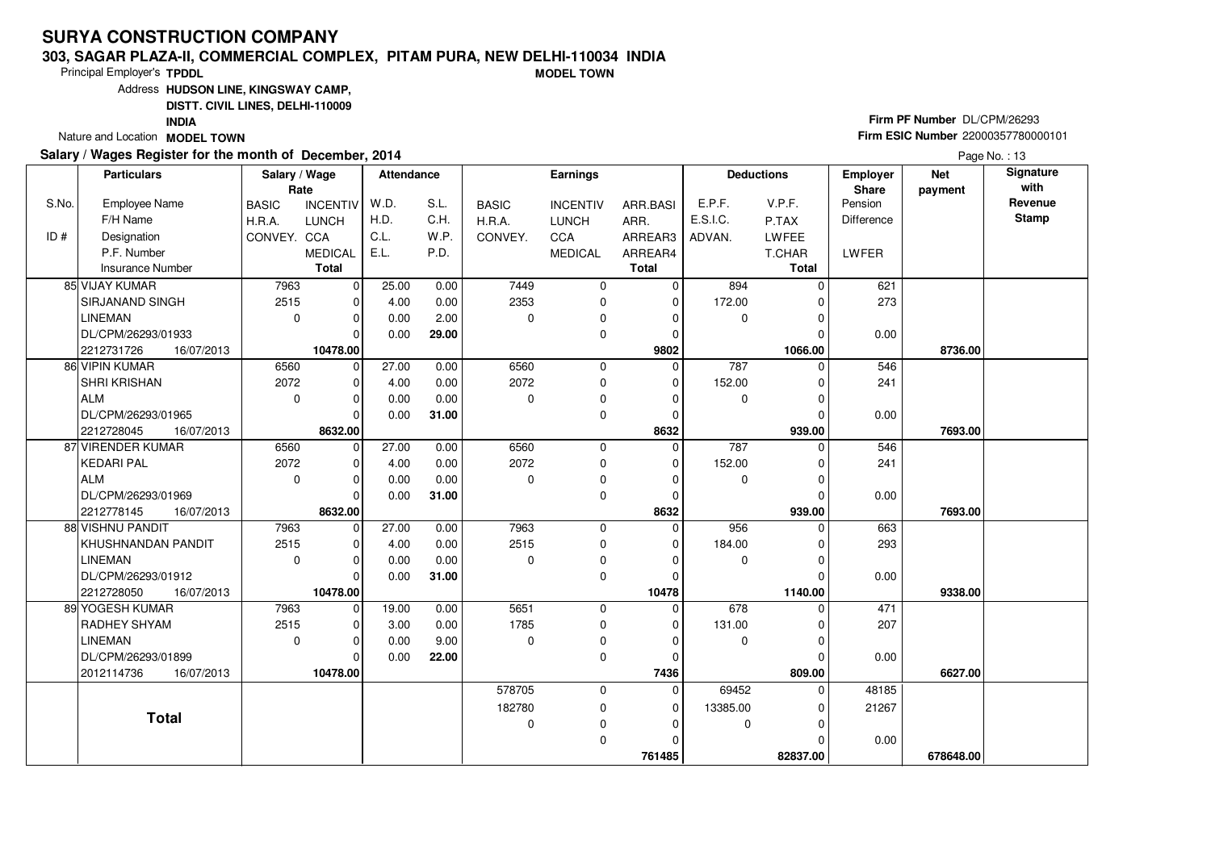# SURYA CONSTRUCTION COMPANY

**303, SAGAR PLAZA-II, COMMERCIAL COMPLEX, PITAM PURA, NEW DELHI-110034 INDIA**

Principal Employer's **TPDDL** **MODEL TOWN**

Address **HUDSON LINE, KINGSWAY CAMP, DISTT. CIVIL LINES, DELHI-110009 INDIA**

Nature and Location **MODEL TOWN**

**Firm PF Number** DL/CPM/26293

**Firm ESIC Number** 22000357780000101

**Salary / Wages Register for the month of December, 2014**

| S.No. / ID # | Employee Name / F/H Name / Designation / P.F. Number / Insurance Number | Salary / Wage Rate: BASIC / H.R.A. / CONVEY. | INCENTIV / LUNCH / CCA / MEDICAL / Total | Attendance: W.D. / H.D. / C.L. / E.L. | S.L. / C.H. / W.P. / P.D. | Earnings: BASIC / H.R.A. / CONVEY. | INCENTIV / LUNCH / CCA / MEDICAL | ARR.BASI / ARR. / ARREAR3 / ARREAR4 / Total | Deductions: E.P.F. / E.S.I.C. / ADVAN. | V.P.F. / P.TAX / LWFEE / T.CHAR / Total | Employer Share: Pension / Difference / LWFER | Net payment | Signature with Revenue Stamp |
|---|---|---|---|---|---|---|---|---|---|---|---|---|---|
| 85 | VIJAY KUMAR / SIRJANAND SINGH / LINEMAN / DL/CPM/26293/01933 / 2212731726 16/07/2013 | 7963 / 2515 / 0 | 0 / 0 / 0 / 0 / 10478.00 | 25.00 / 4.00 / 0.00 / 0.00 | 0.00 / 0.00 / 2.00 / 29.00 | 7449 / 2353 / 0 | 0 / 0 / 0 / 0 | 0 / 0 / 0 / 0 / 9802 | 894 / 172.00 / 0 | 0 / 0 / 0 / 0 / 1066.00 | 621 / 273 / 0.00 | 8736.00 | |
| 86 | VIPIN KUMAR / SHRI KRISHAN / ALM / DL/CPM/26293/01965 / 2212728045 16/07/2013 | 6560 / 2072 / 0 | 0 / 0 / 0 / 0 / 8632.00 | 27.00 / 4.00 / 0.00 / 0.00 | 0.00 / 0.00 / 0.00 / 31.00 | 6560 / 2072 / 0 | 0 / 0 / 0 / 0 | 0 / 0 / 0 / 0 / 8632 | 787 / 152.00 / 0 | 0 / 0 / 0 / 0 / 939.00 | 546 / 241 / 0.00 | 7693.00 | |
| 87 | VIRENDER KUMAR / KEDARI PAL / ALM / DL/CPM/26293/01969 / 2212778145 16/07/2013 | 6560 / 2072 / 0 | 0 / 0 / 0 / 0 / 8632.00 | 27.00 / 4.00 / 0.00 / 0.00 | 0.00 / 0.00 / 0.00 / 31.00 | 6560 / 2072 / 0 | 0 / 0 / 0 / 0 | 0 / 0 / 0 / 0 / 8632 | 787 / 152.00 / 0 | 0 / 0 / 0 / 0 / 939.00 | 546 / 241 / 0.00 | 7693.00 | |
| 88 | VISHNU PANDIT / KHUSHNANDAN PANDIT / LINEMAN / DL/CPM/26293/01912 / 2212728050 16/07/2013 | 7963 / 2515 / 0 | 0 / 0 / 0 / 0 / 10478.00 | 27.00 / 4.00 / 0.00 / 0.00 | 0.00 / 0.00 / 0.00 / 31.00 | 7963 / 2515 / 0 | 0 / 0 / 0 / 0 | 0 / 0 / 0 / 0 / 10478 | 956 / 184.00 / 0 | 0 / 0 / 0 / 0 / 1140.00 | 663 / 293 / 0.00 | 9338.00 | |
| 89 | YOGESH KUMAR / RADHEY SHYAM / LINEMAN / DL/CPM/26293/01899 / 2012114736 16/07/2013 | 7963 / 2515 / 0 | 0 / 0 / 0 / 0 / 10478.00 | 19.00 / 3.00 / 0.00 / 0.00 | 0.00 / 0.00 / 9.00 / 22.00 | 5651 / 1785 / 0 | 0 / 0 / 0 / 0 | 0 / 0 / 0 / 0 / 7436 | 678 / 131.00 / 0 | 0 / 0 / 0 / 0 / 809.00 | 471 / 207 / 0.00 | 6627.00 | |
| | **Total** | | | | | 578705 / 182780 / 0 | 0 / 0 / 0 / 0 | 0 / 0 / 0 / 0 / 761485 | 69452 / 13385.00 / 0 | 0 / 0 / 0 / 0 / 82837.00 | 48185 / 21267 / 0.00 | 678648.00 | |